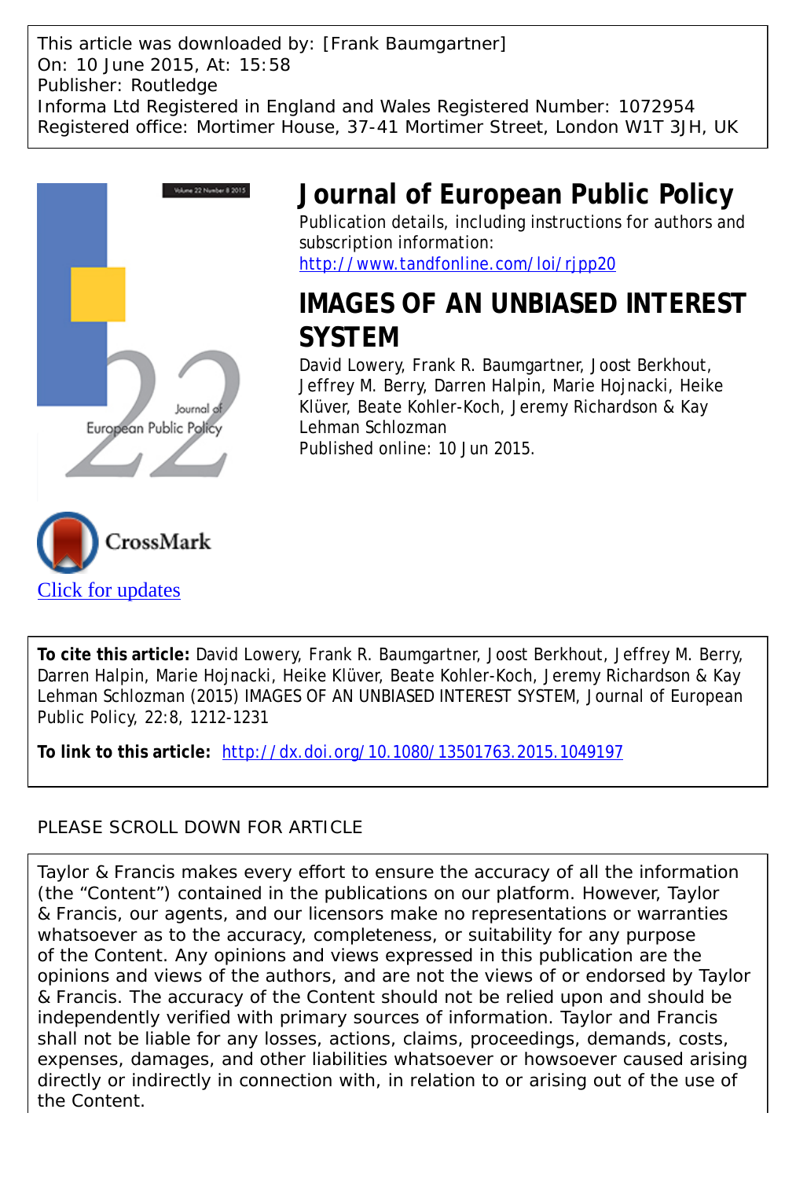This article was downloaded by: [Frank Baumgartner]
On: 10 June 2015, At: 15:58
Publisher: Routledge
Informa Ltd Registered in England and Wales Registered Number: 1072954
Registered office: Mortimer House, 37-41 Mortimer Street, London W1T 3JH, UK

# Journal of European Public Policy

Publication details, including instructions for authors and subscription information:
http://www.tandfonline.com/loi/rjpp20

# IMAGES OF AN UNBIASED INTEREST SYSTEM

David Lowery, Frank R. Baumgartner, Joost Berkhout, Jeffrey M. Berry, Darren Halpin, Marie Hojnacki, Heike Klüver, Beate Kohler-Koch, Jeremy Richardson & Kay Lehman Schlozman

Published online: 10 Jun 2015.

Click for updates

**To cite this article:** David Lowery, Frank R. Baumgartner, Joost Berkhout, Jeffrey M. Berry, Darren Halpin, Marie Hojnacki, Heike Klüver, Beate Kohler-Koch, Jeremy Richardson & Kay Lehman Schlozman (2015) IMAGES OF AN UNBIASED INTEREST SYSTEM, Journal of European Public Policy, 22:8, 1212-1231

**To link to this article:** http://dx.doi.org/10.1080/13501763.2015.1049197

PLEASE SCROLL DOWN FOR ARTICLE

Taylor & Francis makes every effort to ensure the accuracy of all the information (the "Content") contained in the publications on our platform. However, Taylor & Francis, our agents, and our licensors make no representations or warranties whatsoever as to the accuracy, completeness, or suitability for any purpose of the Content. Any opinions and views expressed in this publication are the opinions and views of the authors, and are not the views of or endorsed by Taylor & Francis. The accuracy of the Content should not be relied upon and should be independently verified with primary sources of information. Taylor and Francis shall not be liable for any losses, actions, claims, proceedings, demands, costs, expenses, damages, and other liabilities whatsoever or howsoever caused arising directly or indirectly in connection with, in relation to or arising out of the use of the Content.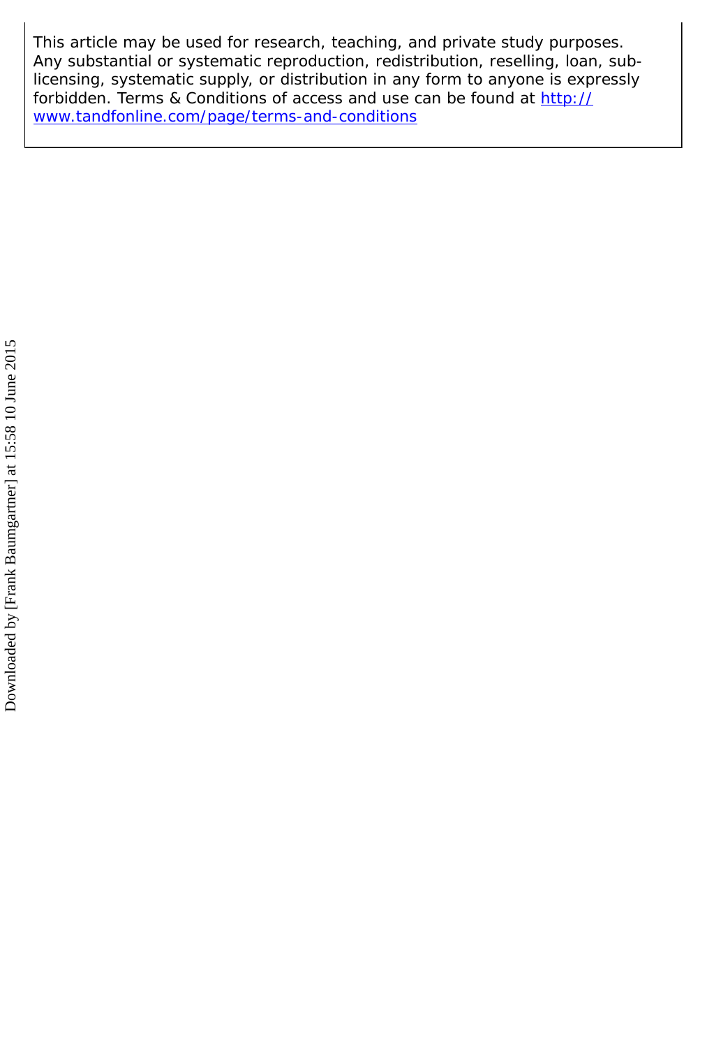This article may be used for research, teaching, and private study purposes. Any substantial or systematic reproduction, redistribution, reselling, loan, sub-licensing, systematic supply, or distribution in any form to anyone is expressly forbidden. Terms & Conditions of access and use can be found at http://www.tandfonline.com/page/terms-and-conditions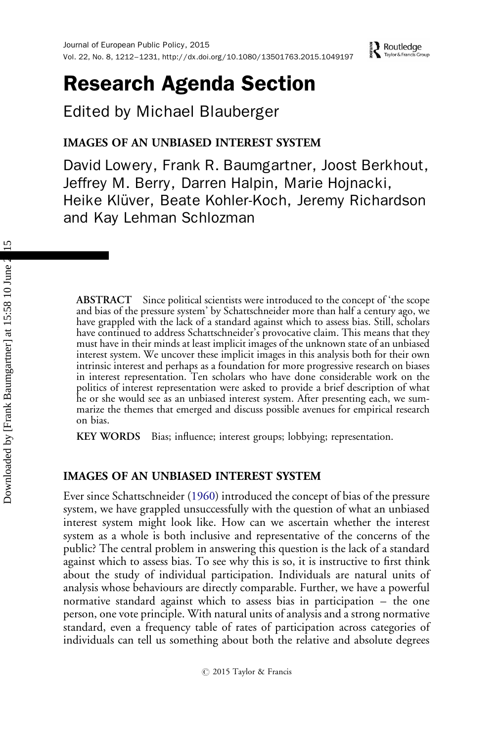# Research Agenda Section

Edited by Michael Blauberger

## IMAGES OF AN UNBIASED INTEREST SYSTEM

David Lowery, Frank R. Baumgartner, Joost Berkhout, Jeffrey M. Berry, Darren Halpin, Marie Hojnacki, Heike Klüver, Beate Kohler-Koch, Jeremy Richardson and Kay Lehman Schlozman

**ABSTRACT** Since political scientists were introduced to the concept of 'the scope and bias of the pressure system' by Schattschneider more than half a century ago, we have grappled with the lack of a standard against which to assess bias. Still, scholars have continued to address Schattschneider's provocative claim. This means that they must have in their minds at least implicit images of the unknown state of an unbiased interest system. We uncover these implicit images in this analysis both for their own intrinsic interest and perhaps as a foundation for more progressive research on biases in interest representation. Ten scholars who have done considerable work on the politics of interest representation were asked to provide a brief description of what he or she would see as an unbiased interest system. After presenting each, we summarize the themes that emerged and discuss possible avenues for empirical research on bias.

**KEY WORDS** Bias; influence; interest groups; lobbying; representation.

## IMAGES OF AN UNBIASED INTEREST SYSTEM

Ever since Schattschneider (1960) introduced the concept of bias of the pressure system, we have grappled unsuccessfully with the question of what an unbiased interest system might look like. How can we ascertain whether the interest system as a whole is both inclusive and representative of the concerns of the public? The central problem in answering this question is the lack of a standard against which to assess bias. To see why this is so, it is instructive to first think about the study of individual participation. Individuals are natural units of analysis whose behaviours are directly comparable. Further, we have a powerful normative standard against which to assess bias in participation – the one person, one vote principle. With natural units of analysis and a strong normative standard, even a frequency table of rates of participation across categories of individuals can tell us something about both the relative and absolute degrees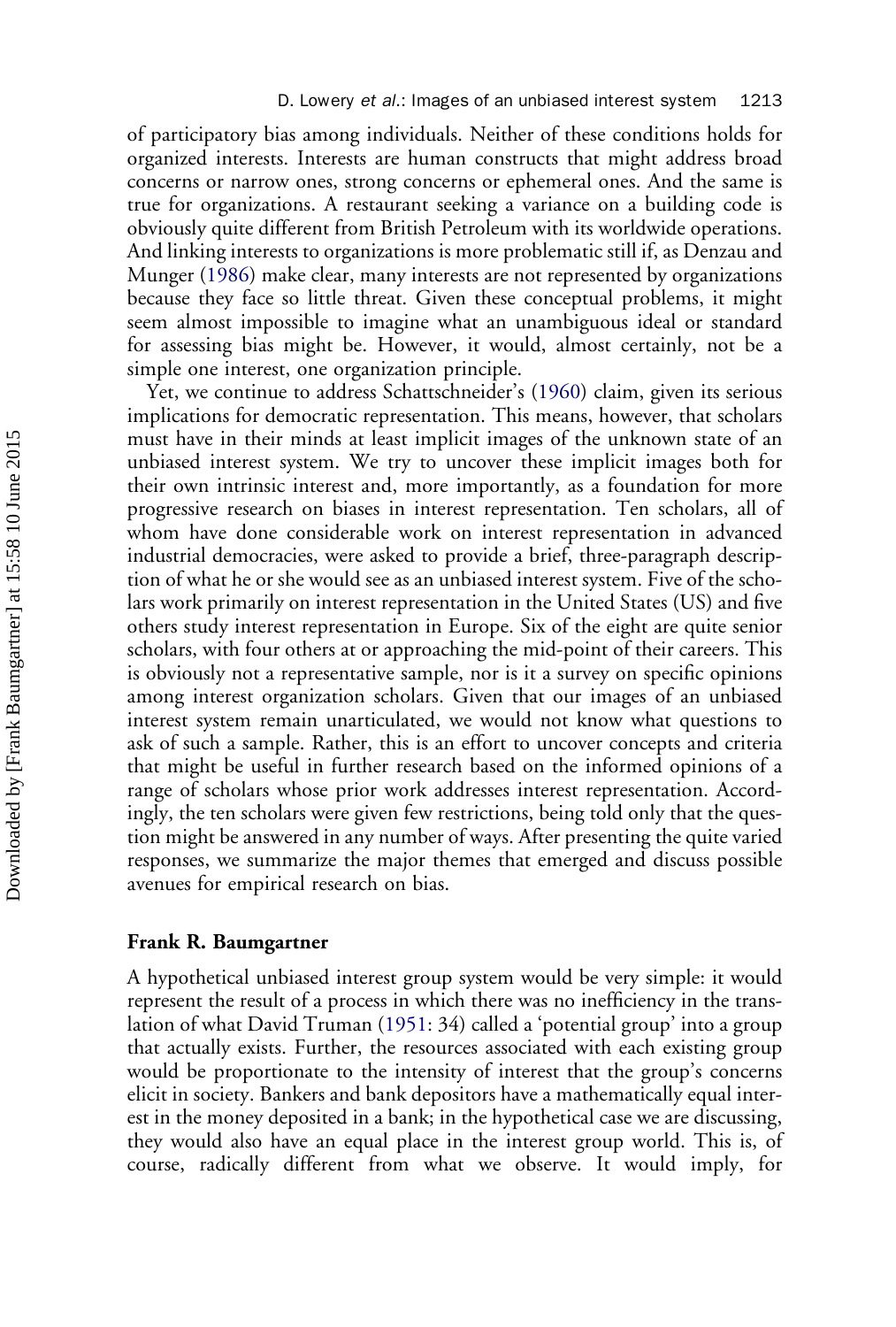of participatory bias among individuals. Neither of these conditions holds for organized interests. Interests are human constructs that might address broad concerns or narrow ones, strong concerns or ephemeral ones. And the same is true for organizations. A restaurant seeking a variance on a building code is obviously quite different from British Petroleum with its worldwide operations. And linking interests to organizations is more problematic still if, as Denzau and Munger (1986) make clear, many interests are not represented by organizations because they face so little threat. Given these conceptual problems, it might seem almost impossible to imagine what an unambiguous ideal or standard for assessing bias might be. However, it would, almost certainly, not be a simple one interest, one organization principle.

Yet, we continue to address Schattschneider's (1960) claim, given its serious implications for democratic representation. This means, however, that scholars must have in their minds at least implicit images of the unknown state of an unbiased interest system. We try to uncover these implicit images both for their own intrinsic interest and, more importantly, as a foundation for more progressive research on biases in interest representation. Ten scholars, all of whom have done considerable work on interest representation in advanced industrial democracies, were asked to provide a brief, three-paragraph description of what he or she would see as an unbiased interest system. Five of the scholars work primarily on interest representation in the United States (US) and five others study interest representation in Europe. Six of the eight are quite senior scholars, with four others at or approaching the mid-point of their careers. This is obviously not a representative sample, nor is it a survey on specific opinions among interest organization scholars. Given that our images of an unbiased interest system remain unarticulated, we would not know what questions to ask of such a sample. Rather, this is an effort to uncover concepts and criteria that might be useful in further research based on the informed opinions of a range of scholars whose prior work addresses interest representation. Accordingly, the ten scholars were given few restrictions, being told only that the question might be answered in any number of ways. After presenting the quite varied responses, we summarize the major themes that emerged and discuss possible avenues for empirical research on bias.

### Frank R. Baumgartner

A hypothetical unbiased interest group system would be very simple: it would represent the result of a process in which there was no inefficiency in the translation of what David Truman (1951: 34) called a 'potential group' into a group that actually exists. Further, the resources associated with each existing group would be proportionate to the intensity of interest that the group's concerns elicit in society. Bankers and bank depositors have a mathematically equal interest in the money deposited in a bank; in the hypothetical case we are discussing, they would also have an equal place in the interest group world. This is, of course, radically different from what we observe. It would imply, for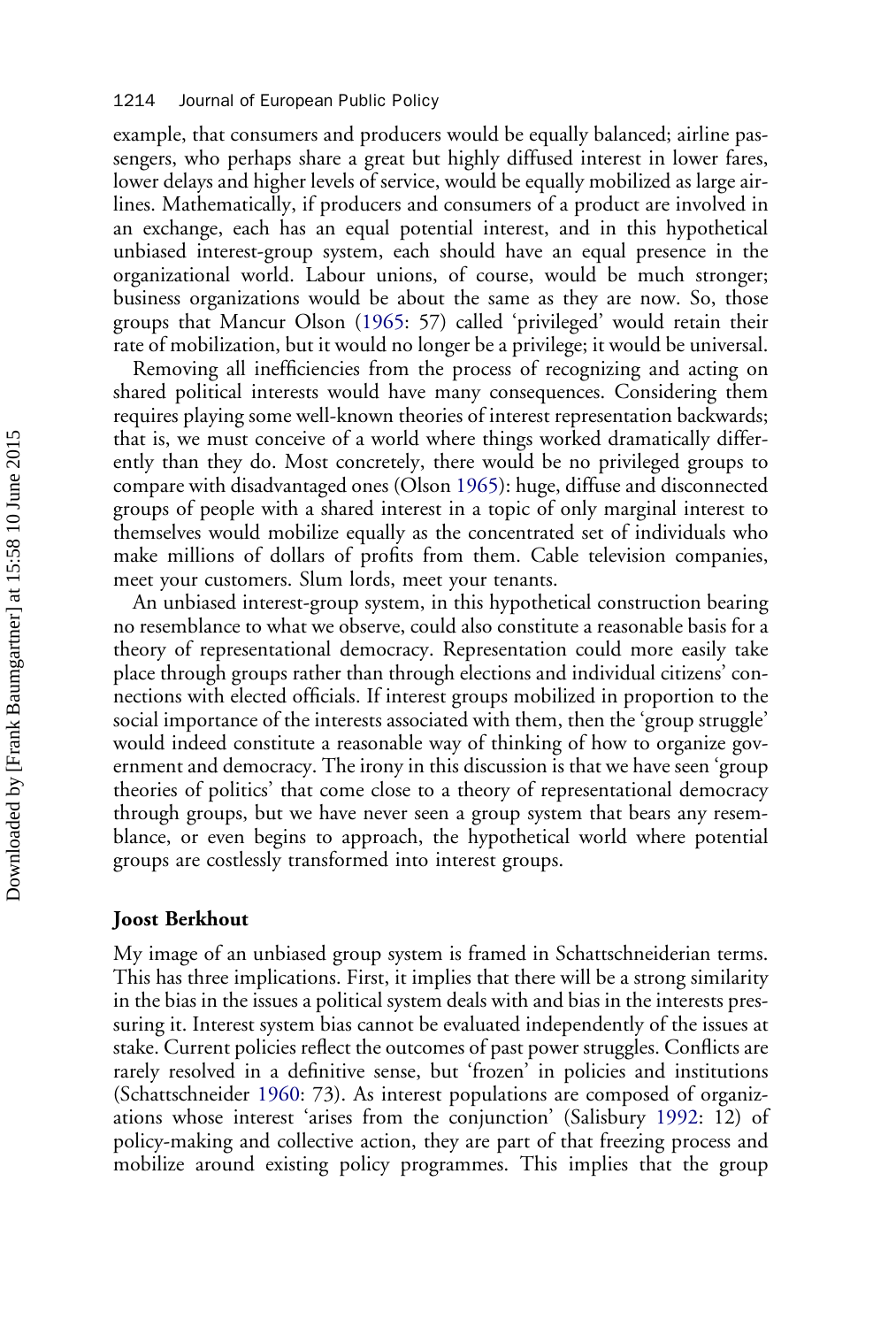example, that consumers and producers would be equally balanced; airline passengers, who perhaps share a great but highly diffused interest in lower fares, lower delays and higher levels of service, would be equally mobilized as large airlines. Mathematically, if producers and consumers of a product are involved in an exchange, each has an equal potential interest, and in this hypothetical unbiased interest-group system, each should have an equal presence in the organizational world. Labour unions, of course, would be much stronger; business organizations would be about the same as they are now. So, those groups that Mancur Olson (1965: 57) called 'privileged' would retain their rate of mobilization, but it would no longer be a privilege; it would be universal.

Removing all inefficiencies from the process of recognizing and acting on shared political interests would have many consequences. Considering them requires playing some well-known theories of interest representation backwards; that is, we must conceive of a world where things worked dramatically differently than they do. Most concretely, there would be no privileged groups to compare with disadvantaged ones (Olson 1965): huge, diffuse and disconnected groups of people with a shared interest in a topic of only marginal interest to themselves would mobilize equally as the concentrated set of individuals who make millions of dollars of profits from them. Cable television companies, meet your customers. Slum lords, meet your tenants.

An unbiased interest-group system, in this hypothetical construction bearing no resemblance to what we observe, could also constitute a reasonable basis for a theory of representational democracy. Representation could more easily take place through groups rather than through elections and individual citizens' connections with elected officials. If interest groups mobilized in proportion to the social importance of the interests associated with them, then the 'group struggle' would indeed constitute a reasonable way of thinking of how to organize government and democracy. The irony in this discussion is that we have seen 'group theories of politics' that come close to a theory of representational democracy through groups, but we have never seen a group system that bears any resemblance, or even begins to approach, the hypothetical world where potential groups are costlessly transformed into interest groups.

## Joost Berkhout

My image of an unbiased group system is framed in Schattschneiderian terms. This has three implications. First, it implies that there will be a strong similarity in the bias in the issues a political system deals with and bias in the interests pressuring it. Interest system bias cannot be evaluated independently of the issues at stake. Current policies reflect the outcomes of past power struggles. Conflicts are rarely resolved in a definitive sense, but 'frozen' in policies and institutions (Schattschneider 1960: 73). As interest populations are composed of organizations whose interest 'arises from the conjunction' (Salisbury 1992: 12) of policy-making and collective action, they are part of that freezing process and mobilize around existing policy programmes. This implies that the group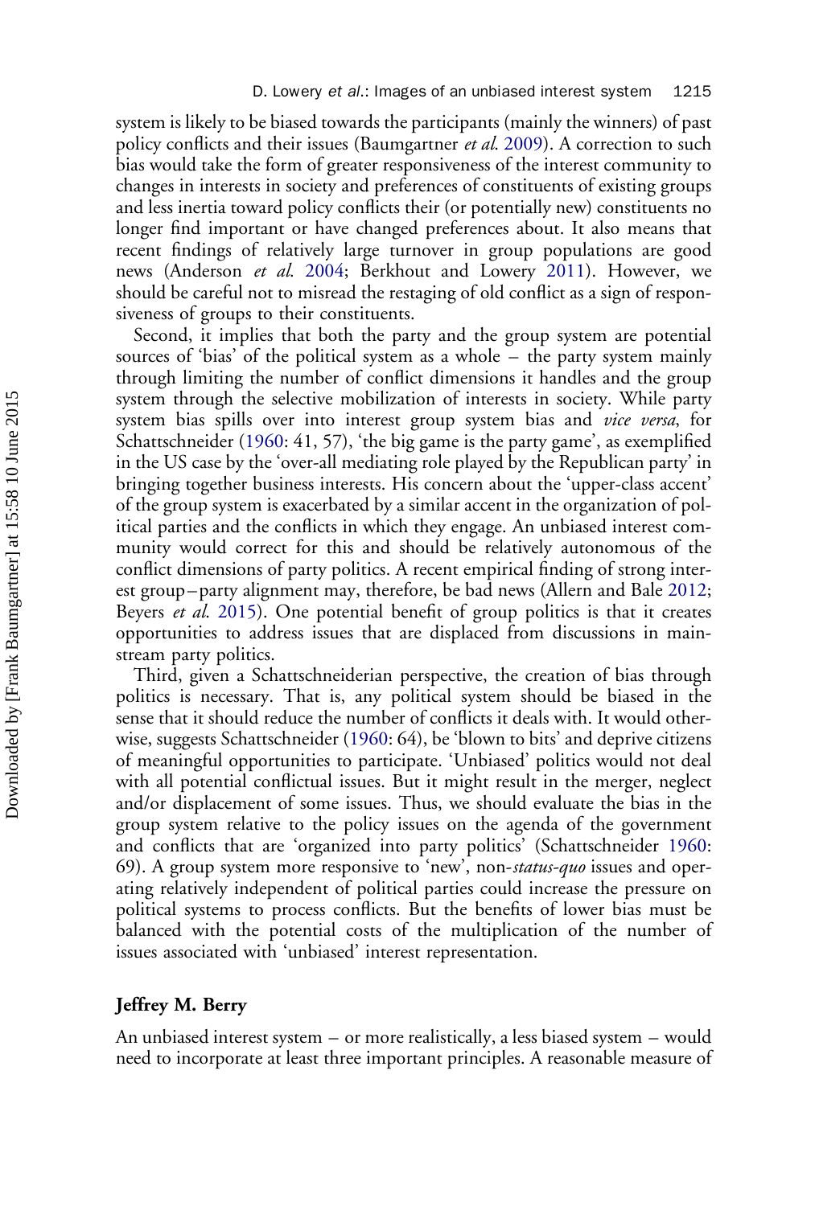system is likely to be biased towards the participants (mainly the winners) of past policy conflicts and their issues (Baumgartner *et al.* 2009). A correction to such bias would take the form of greater responsiveness of the interest community to changes in interests in society and preferences of constituents of existing groups and less inertia toward policy conflicts their (or potentially new) constituents no longer find important or have changed preferences about. It also means that recent findings of relatively large turnover in group populations are good news (Anderson *et al.* 2004; Berkhout and Lowery 2011). However, we should be careful not to misread the restaging of old conflict as a sign of responsiveness of groups to their constituents.

Second, it implies that both the party and the group system are potential sources of 'bias' of the political system as a whole – the party system mainly through limiting the number of conflict dimensions it handles and the group system through the selective mobilization of interests in society. While party system bias spills over into interest group system bias and *vice versa*, for Schattschneider (1960: 41, 57), 'the big game is the party game', as exemplified in the US case by the 'over-all mediating role played by the Republican party' in bringing together business interests. His concern about the 'upper-class accent' of the group system is exacerbated by a similar accent in the organization of political parties and the conflicts in which they engage. An unbiased interest community would correct for this and should be relatively autonomous of the conflict dimensions of party politics. A recent empirical finding of strong interest group–party alignment may, therefore, be bad news (Allern and Bale 2012; Beyers *et al.* 2015). One potential benefit of group politics is that it creates opportunities to address issues that are displaced from discussions in mainstream party politics.

Third, given a Schattschneiderian perspective, the creation of bias through politics is necessary. That is, any political system should be biased in the sense that it should reduce the number of conflicts it deals with. It would otherwise, suggests Schattschneider (1960: 64), be 'blown to bits' and deprive citizens of meaningful opportunities to participate. 'Unbiased' politics would not deal with all potential conflictual issues. But it might result in the merger, neglect and/or displacement of some issues. Thus, we should evaluate the bias in the group system relative to the policy issues on the agenda of the government and conflicts that are 'organized into party politics' (Schattschneider 1960: 69). A group system more responsive to 'new', non-*status-quo* issues and operating relatively independent of political parties could increase the pressure on political systems to process conflicts. But the benefits of lower bias must be balanced with the potential costs of the multiplication of the number of issues associated with 'unbiased' interest representation.

## Jeffrey M. Berry

An unbiased interest system – or more realistically, a less biased system – would need to incorporate at least three important principles. A reasonable measure of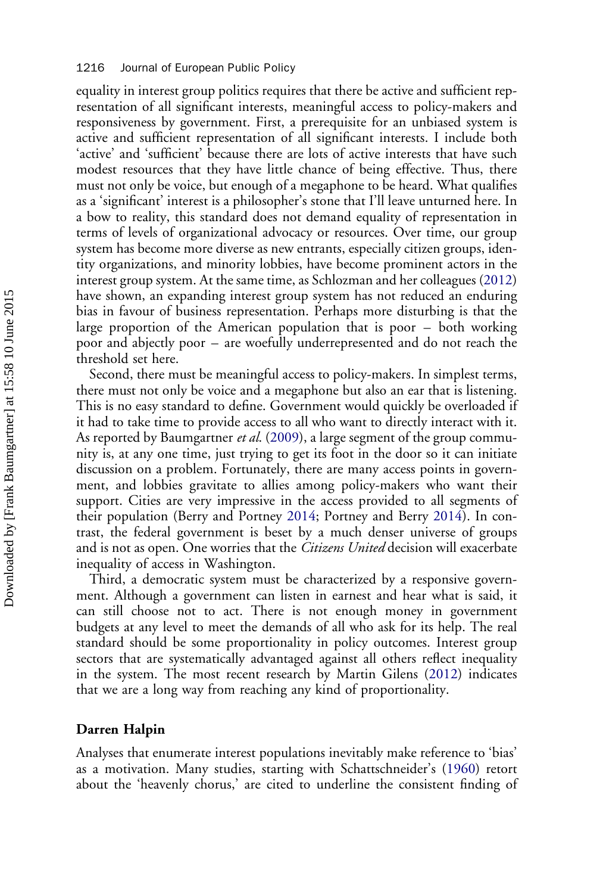equality in interest group politics requires that there be active and sufficient representation of all significant interests, meaningful access to policy-makers and responsiveness by government. First, a prerequisite for an unbiased system is active and sufficient representation of all significant interests. I include both 'active' and 'sufficient' because there are lots of active interests that have such modest resources that they have little chance of being effective. Thus, there must not only be voice, but enough of a megaphone to be heard. What qualifies as a 'significant' interest is a philosopher's stone that I'll leave unturned here. In a bow to reality, this standard does not demand equality of representation in terms of levels of organizational advocacy or resources. Over time, our group system has become more diverse as new entrants, especially citizen groups, identity organizations, and minority lobbies, have become prominent actors in the interest group system. At the same time, as Schlozman and her colleagues (2012) have shown, an expanding interest group system has not reduced an enduring bias in favour of business representation. Perhaps more disturbing is that the large proportion of the American population that is poor – both working poor and abjectly poor – are woefully underrepresented and do not reach the threshold set here.

Second, there must be meaningful access to policy-makers. In simplest terms, there must not only be voice and a megaphone but also an ear that is listening. This is no easy standard to define. Government would quickly be overloaded if it had to take time to provide access to all who want to directly interact with it. As reported by Baumgartner *et al.* (2009), a large segment of the group community is, at any one time, just trying to get its foot in the door so it can initiate discussion on a problem. Fortunately, there are many access points in government, and lobbies gravitate to allies among policy-makers who want their support. Cities are very impressive in the access provided to all segments of their population (Berry and Portney 2014; Portney and Berry 2014). In contrast, the federal government is beset by a much denser universe of groups and is not as open. One worries that the *Citizens United* decision will exacerbate inequality of access in Washington.

Third, a democratic system must be characterized by a responsive government. Although a government can listen in earnest and hear what is said, it can still choose not to act. There is not enough money in government budgets at any level to meet the demands of all who ask for its help. The real standard should be some proportionality in policy outcomes. Interest group sectors that are systematically advantaged against all others reflect inequality in the system. The most recent research by Martin Gilens (2012) indicates that we are a long way from reaching any kind of proportionality.

### Darren Halpin

Analyses that enumerate interest populations inevitably make reference to 'bias' as a motivation. Many studies, starting with Schattschneider's (1960) retort about the 'heavenly chorus,' are cited to underline the consistent finding of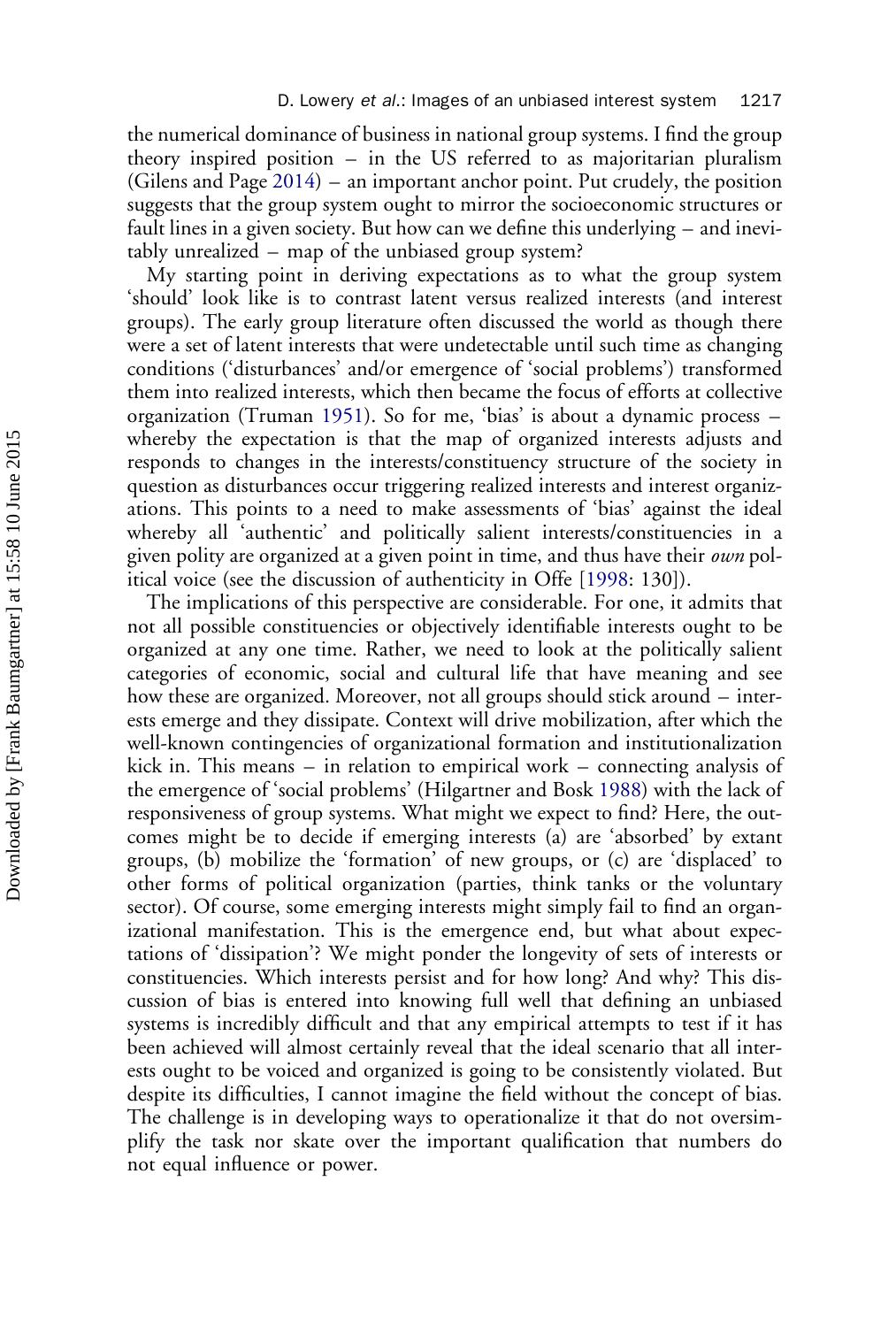the numerical dominance of business in national group systems. I find the group theory inspired position – in the US referred to as majoritarian pluralism (Gilens and Page 2014) – an important anchor point. Put crudely, the position suggests that the group system ought to mirror the socioeconomic structures or fault lines in a given society. But how can we define this underlying – and inevitably unrealized – map of the unbiased group system?

My starting point in deriving expectations as to what the group system 'should' look like is to contrast latent versus realized interests (and interest groups). The early group literature often discussed the world as though there were a set of latent interests that were undetectable until such time as changing conditions ('disturbances' and/or emergence of 'social problems') transformed them into realized interests, which then became the focus of efforts at collective organization (Truman 1951). So for me, 'bias' is about a dynamic process – whereby the expectation is that the map of organized interests adjusts and responds to changes in the interests/constituency structure of the society in question as disturbances occur triggering realized interests and interest organizations. This points to a need to make assessments of 'bias' against the ideal whereby all 'authentic' and politically salient interests/constituencies in a given polity are organized at a given point in time, and thus have their *own* political voice (see the discussion of authenticity in Offe [1998: 130]).

The implications of this perspective are considerable. For one, it admits that not all possible constituencies or objectively identifiable interests ought to be organized at any one time. Rather, we need to look at the politically salient categories of economic, social and cultural life that have meaning and see how these are organized. Moreover, not all groups should stick around – interests emerge and they dissipate. Context will drive mobilization, after which the well-known contingencies of organizational formation and institutionalization kick in. This means – in relation to empirical work – connecting analysis of the emergence of 'social problems' (Hilgartner and Bosk 1988) with the lack of responsiveness of group systems. What might we expect to find? Here, the outcomes might be to decide if emerging interests (a) are 'absorbed' by extant groups, (b) mobilize the 'formation' of new groups, or (c) are 'displaced' to other forms of political organization (parties, think tanks or the voluntary sector). Of course, some emerging interests might simply fail to find an organizational manifestation. This is the emergence end, but what about expectations of 'dissipation'? We might ponder the longevity of sets of interests or constituencies. Which interests persist and for how long? And why? This discussion of bias is entered into knowing full well that defining an unbiased systems is incredibly difficult and that any empirical attempts to test if it has been achieved will almost certainly reveal that the ideal scenario that all interests ought to be voiced and organized is going to be consistently violated. But despite its difficulties, I cannot imagine the field without the concept of bias. The challenge is in developing ways to operationalize it that do not oversimplify the task nor skate over the important qualification that numbers do not equal influence or power.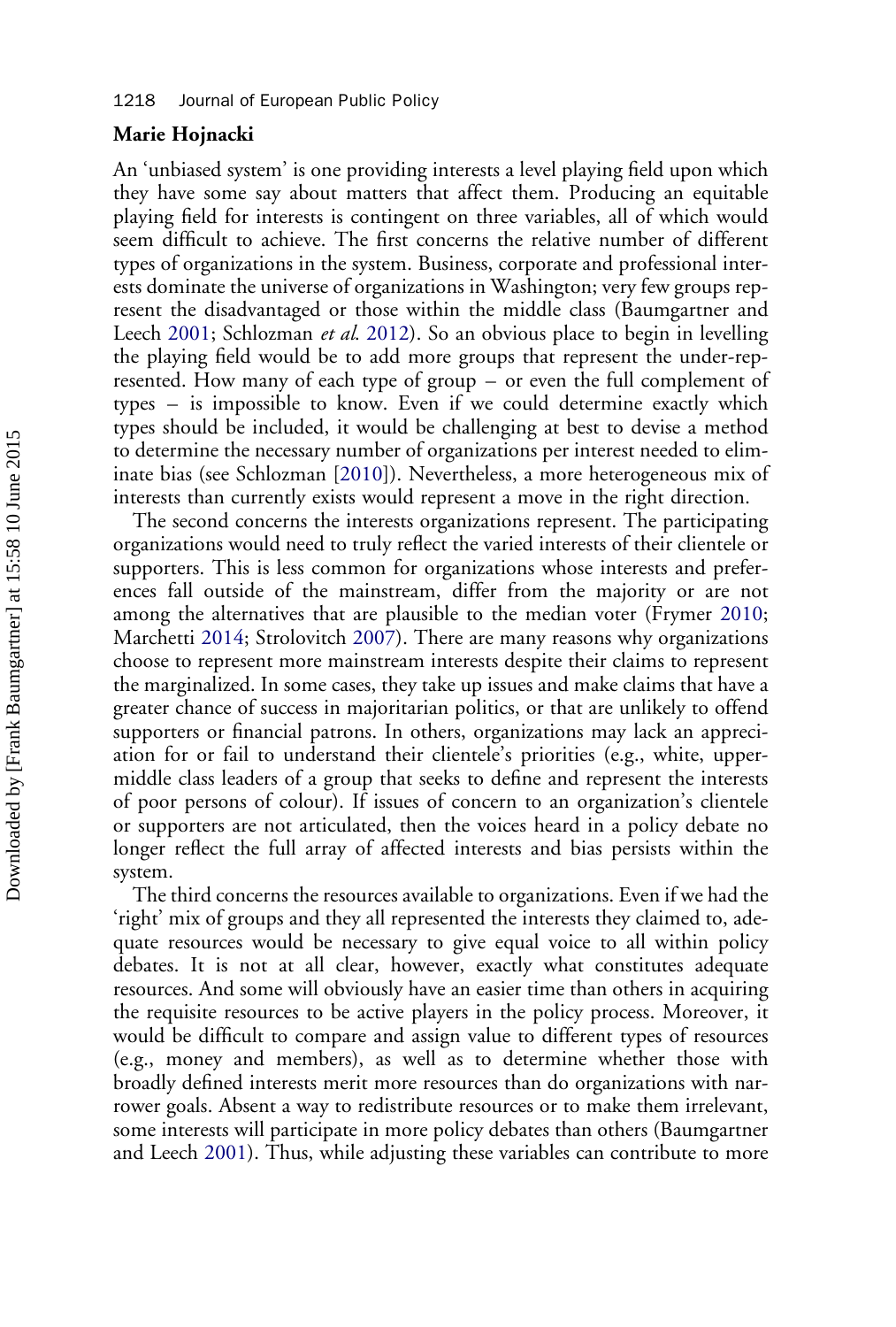**Marie Hojnacki**

An 'unbiased system' is one providing interests a level playing field upon which they have some say about matters that affect them. Producing an equitable playing field for interests is contingent on three variables, all of which would seem difficult to achieve. The first concerns the relative number of different types of organizations in the system. Business, corporate and professional interests dominate the universe of organizations in Washington; very few groups represent the disadvantaged or those within the middle class (Baumgartner and Leech 2001; Schlozman *et al.* 2012). So an obvious place to begin in levelling the playing field would be to add more groups that represent the under-represented. How many of each type of group – or even the full complement of types – is impossible to know. Even if we could determine exactly which types should be included, it would be challenging at best to devise a method to determine the necessary number of organizations per interest needed to eliminate bias (see Schlozman [2010]). Nevertheless, a more heterogeneous mix of interests than currently exists would represent a move in the right direction.

The second concerns the interests organizations represent. The participating organizations would need to truly reflect the varied interests of their clientele or supporters. This is less common for organizations whose interests and preferences fall outside of the mainstream, differ from the majority or are not among the alternatives that are plausible to the median voter (Frymer 2010; Marchetti 2014; Strolovitch 2007). There are many reasons why organizations choose to represent more mainstream interests despite their claims to represent the marginalized. In some cases, they take up issues and make claims that have a greater chance of success in majoritarian politics, or that are unlikely to offend supporters or financial patrons. In others, organizations may lack an appreciation for or fail to understand their clientele's priorities (e.g., white, upper-middle class leaders of a group that seeks to define and represent the interests of poor persons of colour). If issues of concern to an organization's clientele or supporters are not articulated, then the voices heard in a policy debate no longer reflect the full array of affected interests and bias persists within the system.

The third concerns the resources available to organizations. Even if we had the 'right' mix of groups and they all represented the interests they claimed to, adequate resources would be necessary to give equal voice to all within policy debates. It is not at all clear, however, exactly what constitutes adequate resources. And some will obviously have an easier time than others in acquiring the requisite resources to be active players in the policy process. Moreover, it would be difficult to compare and assign value to different types of resources (e.g., money and members), as well as to determine whether those with broadly defined interests merit more resources than do organizations with narrower goals. Absent a way to redistribute resources or to make them irrelevant, some interests will participate in more policy debates than others (Baumgartner and Leech 2001). Thus, while adjusting these variables can contribute to more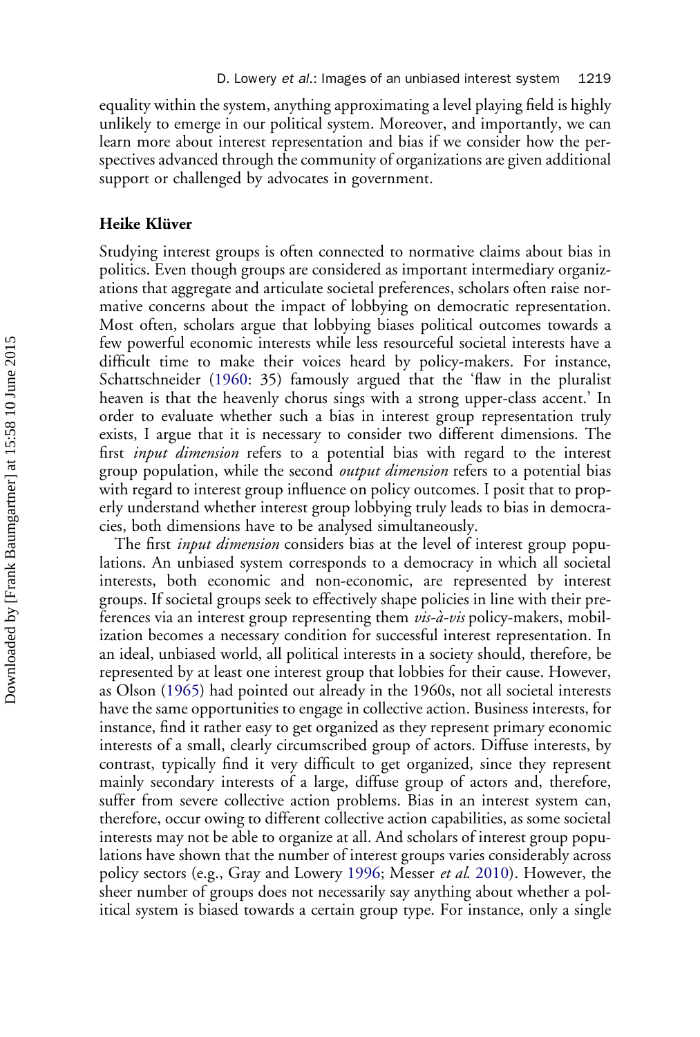equality within the system, anything approximating a level playing field is highly unlikely to emerge in our political system. Moreover, and importantly, we can learn more about interest representation and bias if we consider how the perspectives advanced through the community of organizations are given additional support or challenged by advocates in government.

### Heike Klüver

Studying interest groups is often connected to normative claims about bias in politics. Even though groups are considered as important intermediary organizations that aggregate and articulate societal preferences, scholars often raise normative concerns about the impact of lobbying on democratic representation. Most often, scholars argue that lobbying biases political outcomes towards a few powerful economic interests while less resourceful societal interests have a difficult time to make their voices heard by policy-makers. For instance, Schattschneider (1960: 35) famously argued that the 'flaw in the pluralist heaven is that the heavenly chorus sings with a strong upper-class accent.' In order to evaluate whether such a bias in interest group representation truly exists, I argue that it is necessary to consider two different dimensions. The first *input dimension* refers to a potential bias with regard to the interest group population, while the second *output dimension* refers to a potential bias with regard to interest group influence on policy outcomes. I posit that to properly understand whether interest group lobbying truly leads to bias in democracies, both dimensions have to be analysed simultaneously.

The first *input dimension* considers bias at the level of interest group populations. An unbiased system corresponds to a democracy in which all societal interests, both economic and non-economic, are represented by interest groups. If societal groups seek to effectively shape policies in line with their preferences via an interest group representing them *vis-à-vis* policy-makers, mobilization becomes a necessary condition for successful interest representation. In an ideal, unbiased world, all political interests in a society should, therefore, be represented by at least one interest group that lobbies for their cause. However, as Olson (1965) had pointed out already in the 1960s, not all societal interests have the same opportunities to engage in collective action. Business interests, for instance, find it rather easy to get organized as they represent primary economic interests of a small, clearly circumscribed group of actors. Diffuse interests, by contrast, typically find it very difficult to get organized, since they represent mainly secondary interests of a large, diffuse group of actors and, therefore, suffer from severe collective action problems. Bias in an interest system can, therefore, occur owing to different collective action capabilities, as some societal interests may not be able to organize at all. And scholars of interest group populations have shown that the number of interest groups varies considerably across policy sectors (e.g., Gray and Lowery 1996; Messer *et al.* 2010). However, the sheer number of groups does not necessarily say anything about whether a political system is biased towards a certain group type. For instance, only a single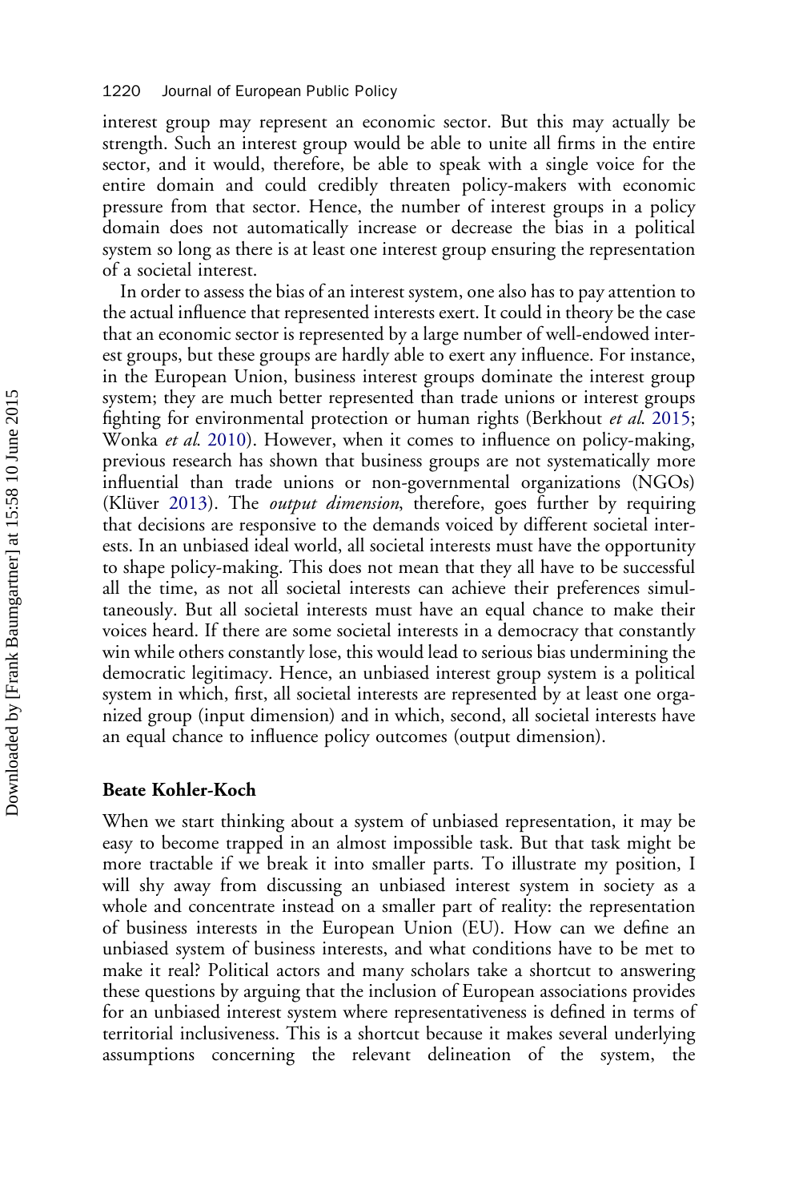interest group may represent an economic sector. But this may actually be strength. Such an interest group would be able to unite all firms in the entire sector, and it would, therefore, be able to speak with a single voice for the entire domain and could credibly threaten policy-makers with economic pressure from that sector. Hence, the number of interest groups in a policy domain does not automatically increase or decrease the bias in a political system so long as there is at least one interest group ensuring the representation of a societal interest.

In order to assess the bias of an interest system, one also has to pay attention to the actual influence that represented interests exert. It could in theory be the case that an economic sector is represented by a large number of well-endowed interest groups, but these groups are hardly able to exert any influence. For instance, in the European Union, business interest groups dominate the interest group system; they are much better represented than trade unions or interest groups fighting for environmental protection or human rights (Berkhout *et al.* 2015; Wonka *et al.* 2010). However, when it comes to influence on policy-making, previous research has shown that business groups are not systematically more influential than trade unions or non-governmental organizations (NGOs) (Klüver 2013). The *output dimension*, therefore, goes further by requiring that decisions are responsive to the demands voiced by different societal interests. In an unbiased ideal world, all societal interests must have the opportunity to shape policy-making. This does not mean that they all have to be successful all the time, as not all societal interests can achieve their preferences simultaneously. But all societal interests must have an equal chance to make their voices heard. If there are some societal interests in a democracy that constantly win while others constantly lose, this would lead to serious bias undermining the democratic legitimacy. Hence, an unbiased interest group system is a political system in which, first, all societal interests are represented by at least one organized group (input dimension) and in which, second, all societal interests have an equal chance to influence policy outcomes (output dimension).

#### Beate Kohler-Koch

When we start thinking about a system of unbiased representation, it may be easy to become trapped in an almost impossible task. But that task might be more tractable if we break it into smaller parts. To illustrate my position, I will shy away from discussing an unbiased interest system in society as a whole and concentrate instead on a smaller part of reality: the representation of business interests in the European Union (EU). How can we define an unbiased system of business interests, and what conditions have to be met to make it real? Political actors and many scholars take a shortcut to answering these questions by arguing that the inclusion of European associations provides for an unbiased interest system where representativeness is defined in terms of territorial inclusiveness. This is a shortcut because it makes several underlying assumptions concerning the relevant delineation of the system, the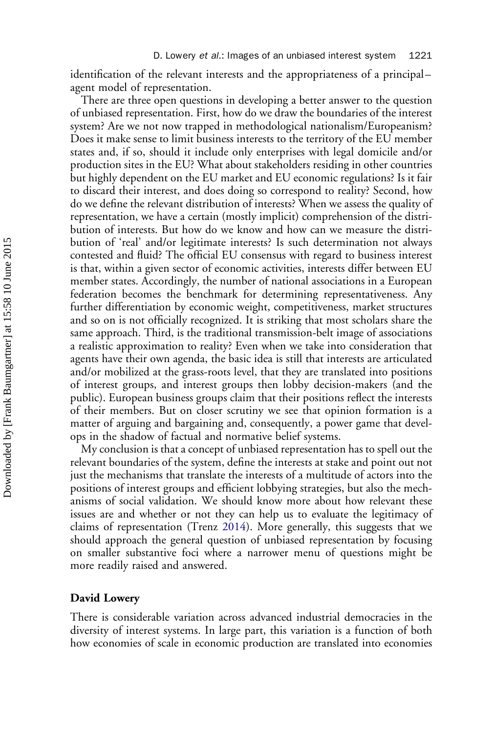identification of the relevant interests and the appropriateness of a principal–agent model of representation.

There are three open questions in developing a better answer to the question of unbiased representation. First, how do we draw the boundaries of the interest system? Are we not now trapped in methodological nationalism/Europeanism? Does it make sense to limit business interests to the territory of the EU member states and, if so, should it include only enterprises with legal domicile and/or production sites in the EU? What about stakeholders residing in other countries but highly dependent on the EU market and EU economic regulations? Is it fair to discard their interest, and does doing so correspond to reality? Second, how do we define the relevant distribution of interests? When we assess the quality of representation, we have a certain (mostly implicit) comprehension of the distribution of interests. But how do we know and how can we measure the distribution of 'real' and/or legitimate interests? Is such determination not always contested and fluid? The official EU consensus with regard to business interest is that, within a given sector of economic activities, interests differ between EU member states. Accordingly, the number of national associations in a European federation becomes the benchmark for determining representativeness. Any further differentiation by economic weight, competitiveness, market structures and so on is not officially recognized. It is striking that most scholars share the same approach. Third, is the traditional transmission-belt image of associations a realistic approximation to reality? Even when we take into consideration that agents have their own agenda, the basic idea is still that interests are articulated and/or mobilized at the grass-roots level, that they are translated into positions of interest groups, and interest groups then lobby decision-makers (and the public). European business groups claim that their positions reflect the interests of their members. But on closer scrutiny we see that opinion formation is a matter of arguing and bargaining and, consequently, a power game that develops in the shadow of factual and normative belief systems.

My conclusion is that a concept of unbiased representation has to spell out the relevant boundaries of the system, define the interests at stake and point out not just the mechanisms that translate the interests of a multitude of actors into the positions of interest groups and efficient lobbying strategies, but also the mechanisms of social validation. We should know more about how relevant these issues are and whether or not they can help us to evaluate the legitimacy of claims of representation (Trenz 2014). More generally, this suggests that we should approach the general question of unbiased representation by focusing on smaller substantive foci where a narrower menu of questions might be more readily raised and answered.

### David Lowery

There is considerable variation across advanced industrial democracies in the diversity of interest systems. In large part, this variation is a function of both how economies of scale in economic production are translated into economies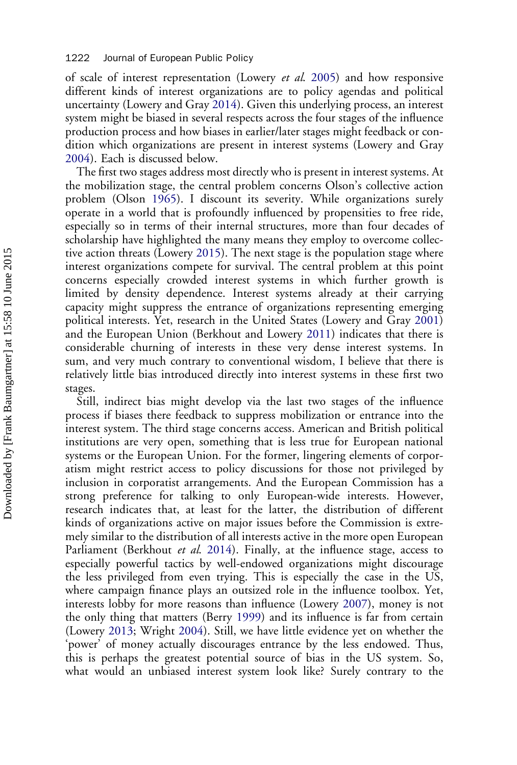of scale of interest representation (Lowery *et al.* 2005) and how responsive different kinds of interest organizations are to policy agendas and political uncertainty (Lowery and Gray 2014). Given this underlying process, an interest system might be biased in several respects across the four stages of the influence production process and how biases in earlier/later stages might feedback or condition which organizations are present in interest systems (Lowery and Gray 2004). Each is discussed below.

The first two stages address most directly who is present in interest systems. At the mobilization stage, the central problem concerns Olson's collective action problem (Olson 1965). I discount its severity. While organizations surely operate in a world that is profoundly influenced by propensities to free ride, especially so in terms of their internal structures, more than four decades of scholarship have highlighted the many means they employ to overcome collective action threats (Lowery 2015). The next stage is the population stage where interest organizations compete for survival. The central problem at this point concerns especially crowded interest systems in which further growth is limited by density dependence. Interest systems already at their carrying capacity might suppress the entrance of organizations representing emerging political interests. Yet, research in the United States (Lowery and Gray 2001) and the European Union (Berkhout and Lowery 2011) indicates that there is considerable churning of interests in these very dense interest systems. In sum, and very much contrary to conventional wisdom, I believe that there is relatively little bias introduced directly into interest systems in these first two stages.

Still, indirect bias might develop via the last two stages of the influence process if biases there feedback to suppress mobilization or entrance into the interest system. The third stage concerns access. American and British political institutions are very open, something that is less true for European national systems or the European Union. For the former, lingering elements of corporatism might restrict access to policy discussions for those not privileged by inclusion in corporatist arrangements. And the European Commission has a strong preference for talking to only European-wide interests. However, research indicates that, at least for the latter, the distribution of different kinds of organizations active on major issues before the Commission is extremely similar to the distribution of all interests active in the more open European Parliament (Berkhout *et al.* 2014). Finally, at the influence stage, access to especially powerful tactics by well-endowed organizations might discourage the less privileged from even trying. This is especially the case in the US, where campaign finance plays an outsized role in the influence toolbox. Yet, interests lobby for more reasons than influence (Lowery 2007), money is not the only thing that matters (Berry 1999) and its influence is far from certain (Lowery 2013; Wright 2004). Still, we have little evidence yet on whether the 'power' of money actually discourages entrance by the less endowed. Thus, this is perhaps the greatest potential source of bias in the US system. So, what would an unbiased interest system look like? Surely contrary to the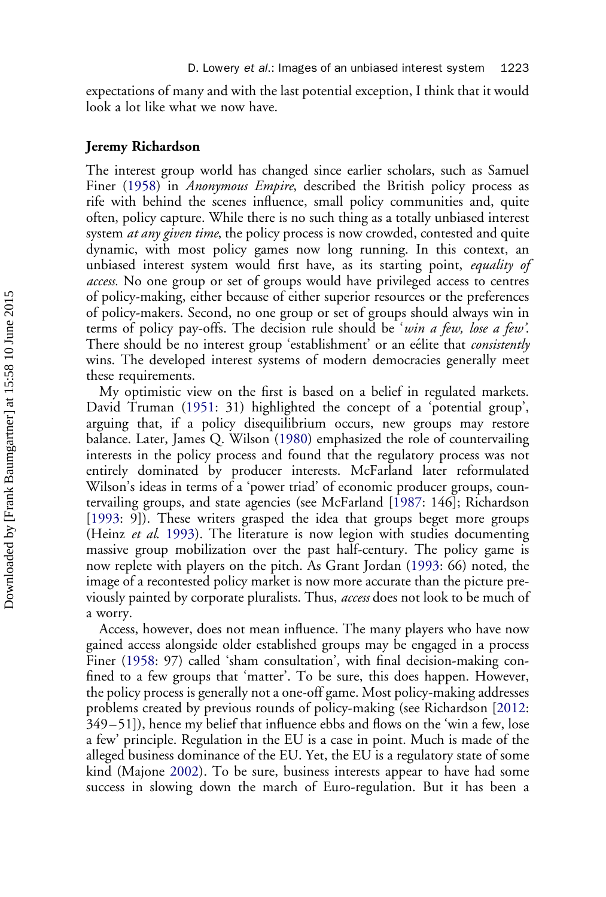expectations of many and with the last potential exception, I think that it would look a lot like what we now have.

## Jeremy Richardson

The interest group world has changed since earlier scholars, such as Samuel Finer (1958) in *Anonymous Empire*, described the British policy process as rife with behind the scenes influence, small policy communities and, quite often, policy capture. While there is no such thing as a totally unbiased interest system *at any given time*, the policy process is now crowded, contested and quite dynamic, with most policy games now long running. In this context, an unbiased interest system would first have, as its starting point, *equality of access*. No one group or set of groups would have privileged access to centres of policy-making, either because of either superior resources or the preferences of policy-makers. Second, no one group or set of groups should always win in terms of policy pay-offs. The decision rule should be '*win a few, lose a few*'. There should be no interest group 'establishment' or an eélite that *consistently* wins. The developed interest systems of modern democracies generally meet these requirements.

My optimistic view on the first is based on a belief in regulated markets. David Truman (1951: 31) highlighted the concept of a 'potential group', arguing that, if a policy disequilibrium occurs, new groups may restore balance. Later, James Q. Wilson (1980) emphasized the role of countervailing interests in the policy process and found that the regulatory process was not entirely dominated by producer interests. McFarland later reformulated Wilson's ideas in terms of a 'power triad' of economic producer groups, countervailing groups, and state agencies (see McFarland [1987: 146]; Richardson [1993: 9]). These writers grasped the idea that groups beget more groups (Heinz *et al.* 1993). The literature is now legion with studies documenting massive group mobilization over the past half-century. The policy game is now replete with players on the pitch. As Grant Jordan (1993: 66) noted, the image of a recontested policy market is now more accurate than the picture previously painted by corporate pluralists. Thus, *access* does not look to be much of a worry.

Access, however, does not mean influence. The many players who have now gained access alongside older established groups may be engaged in a process Finer (1958: 97) called 'sham consultation', with final decision-making confined to a few groups that 'matter'. To be sure, this does happen. However, the policy process is generally not a one-off game. Most policy-making addresses problems created by previous rounds of policy-making (see Richardson [2012: 349–51]), hence my belief that influence ebbs and flows on the 'win a few, lose a few' principle. Regulation in the EU is a case in point. Much is made of the alleged business dominance of the EU. Yet, the EU is a regulatory state of some kind (Majone 2002). To be sure, business interests appear to have had some success in slowing down the march of Euro-regulation. But it has been a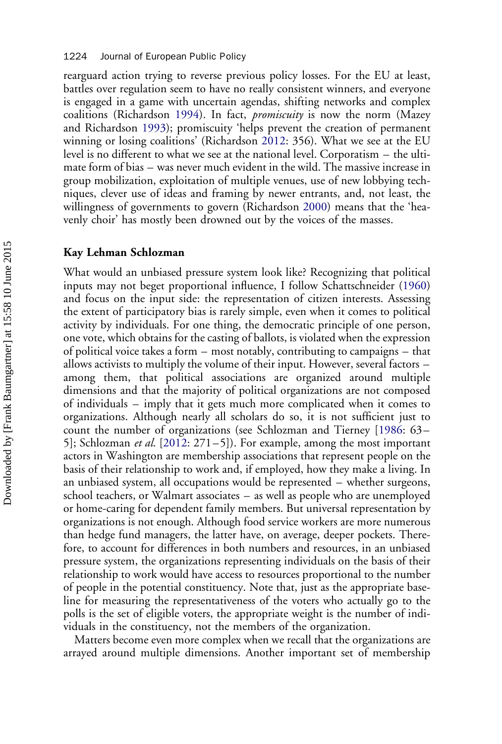rearguard action trying to reverse previous policy losses. For the EU at least, battles over regulation seem to have no really consistent winners, and everyone is engaged in a game with uncertain agendas, shifting networks and complex coalitions (Richardson 1994). In fact, *promiscuity* is now the norm (Mazey and Richardson 1993); promiscuity 'helps prevent the creation of permanent winning or losing coalitions' (Richardson 2012: 356). What we see at the EU level is no different to what we see at the national level. Corporatism – the ultimate form of bias – was never much evident in the wild. The massive increase in group mobilization, exploitation of multiple venues, use of new lobbying techniques, clever use of ideas and framing by newer entrants, and, not least, the willingness of governments to govern (Richardson 2000) means that the 'heavenly choir' has mostly been drowned out by the voices of the masses.

## Kay Lehman Schlozman

What would an unbiased pressure system look like? Recognizing that political inputs may not beget proportional influence, I follow Schattschneider (1960) and focus on the input side: the representation of citizen interests. Assessing the extent of participatory bias is rarely simple, even when it comes to political activity by individuals. For one thing, the democratic principle of one person, one vote, which obtains for the casting of ballots, is violated when the expression of political voice takes a form – most notably, contributing to campaigns – that allows activists to multiply the volume of their input. However, several factors – among them, that political associations are organized around multiple dimensions and that the majority of political organizations are not composed of individuals – imply that it gets much more complicated when it comes to organizations. Although nearly all scholars do so, it is not sufficient just to count the number of organizations (see Schlozman and Tierney [1986: 63–5]; Schlozman *et al.* [2012: 271–5]). For example, among the most important actors in Washington are membership associations that represent people on the basis of their relationship to work and, if employed, how they make a living. In an unbiased system, all occupations would be represented – whether surgeons, school teachers, or Walmart associates – as well as people who are unemployed or home-caring for dependent family members. But universal representation by organizations is not enough. Although food service workers are more numerous than hedge fund managers, the latter have, on average, deeper pockets. Therefore, to account for differences in both numbers and resources, in an unbiased pressure system, the organizations representing individuals on the basis of their relationship to work would have access to resources proportional to the number of people in the potential constituency. Note that, just as the appropriate baseline for measuring the representativeness of the voters who actually go to the polls is the set of eligible voters, the appropriate weight is the number of individuals in the constituency, not the members of the organization.

Matters become even more complex when we recall that the organizations are arrayed around multiple dimensions. Another important set of membership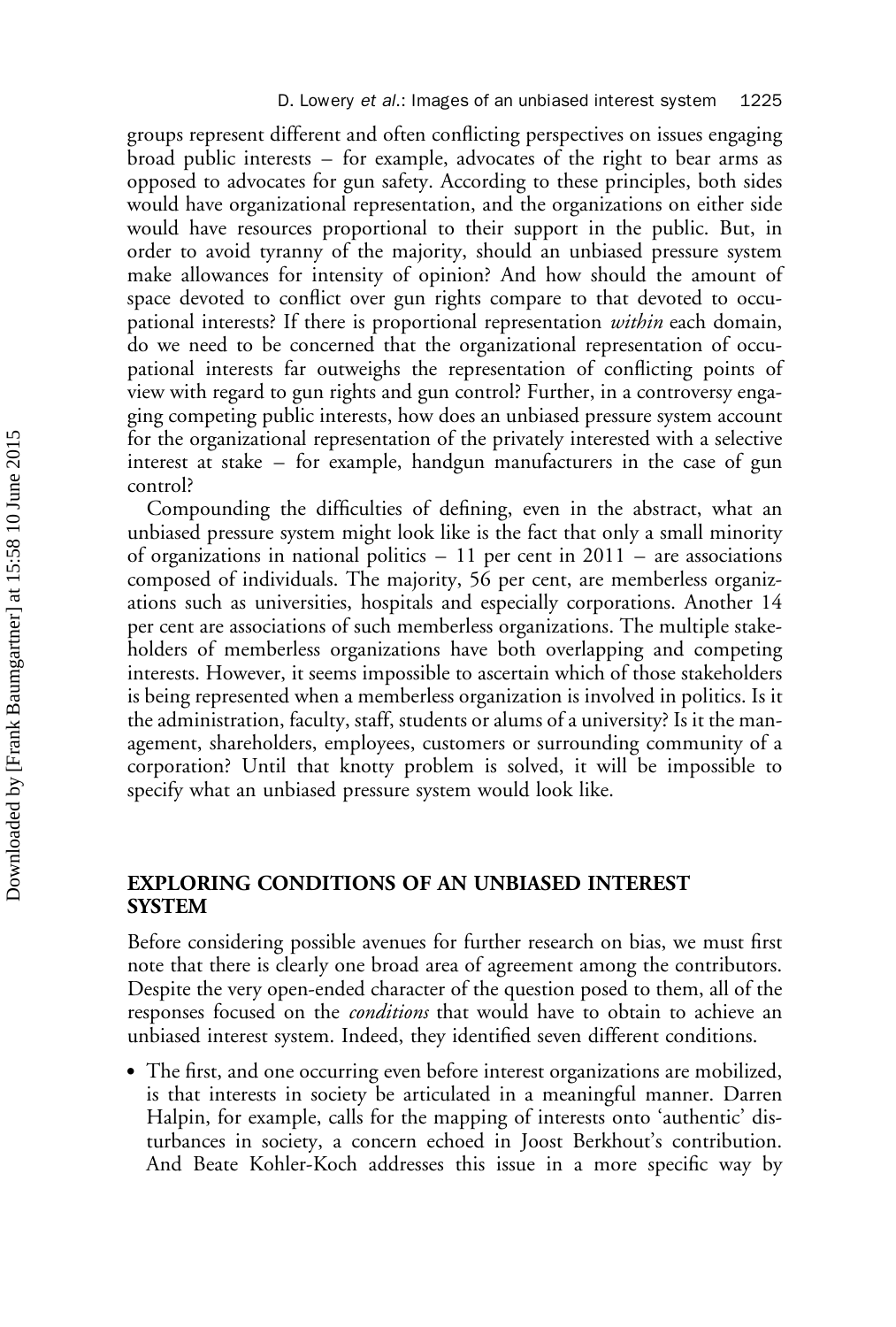groups represent different and often conflicting perspectives on issues engaging broad public interests – for example, advocates of the right to bear arms as opposed to advocates for gun safety. According to these principles, both sides would have organizational representation, and the organizations on either side would have resources proportional to their support in the public. But, in order to avoid tyranny of the majority, should an unbiased pressure system make allowances for intensity of opinion? And how should the amount of space devoted to conflict over gun rights compare to that devoted to occupational interests? If there is proportional representation *within* each domain, do we need to be concerned that the organizational representation of occupational interests far outweighs the representation of conflicting points of view with regard to gun rights and gun control? Further, in a controversy engaging competing public interests, how does an unbiased pressure system account for the organizational representation of the privately interested with a selective interest at stake – for example, handgun manufacturers in the case of gun control?

Compounding the difficulties of defining, even in the abstract, what an unbiased pressure system might look like is the fact that only a small minority of organizations in national politics – 11 per cent in 2011 – are associations composed of individuals. The majority, 56 per cent, are memberless organizations such as universities, hospitals and especially corporations. Another 14 per cent are associations of such memberless organizations. The multiple stakeholders of memberless organizations have both overlapping and competing interests. However, it seems impossible to ascertain which of those stakeholders is being represented when a memberless organization is involved in politics. Is it the administration, faculty, staff, students or alums of a university? Is it the management, shareholders, employees, customers or surrounding community of a corporation? Until that knotty problem is solved, it will be impossible to specify what an unbiased pressure system would look like.

## EXPLORING CONDITIONS OF AN UNBIASED INTEREST SYSTEM

Before considering possible avenues for further research on bias, we must first note that there is clearly one broad area of agreement among the contributors. Despite the very open-ended character of the question posed to them, all of the responses focused on the *conditions* that would have to obtain to achieve an unbiased interest system. Indeed, they identified seven different conditions.

- The first, and one occurring even before interest organizations are mobilized, is that interests in society be articulated in a meaningful manner. Darren Halpin, for example, calls for the mapping of interests onto 'authentic' disturbances in society, a concern echoed in Joost Berkhout's contribution. And Beate Kohler-Koch addresses this issue in a more specific way by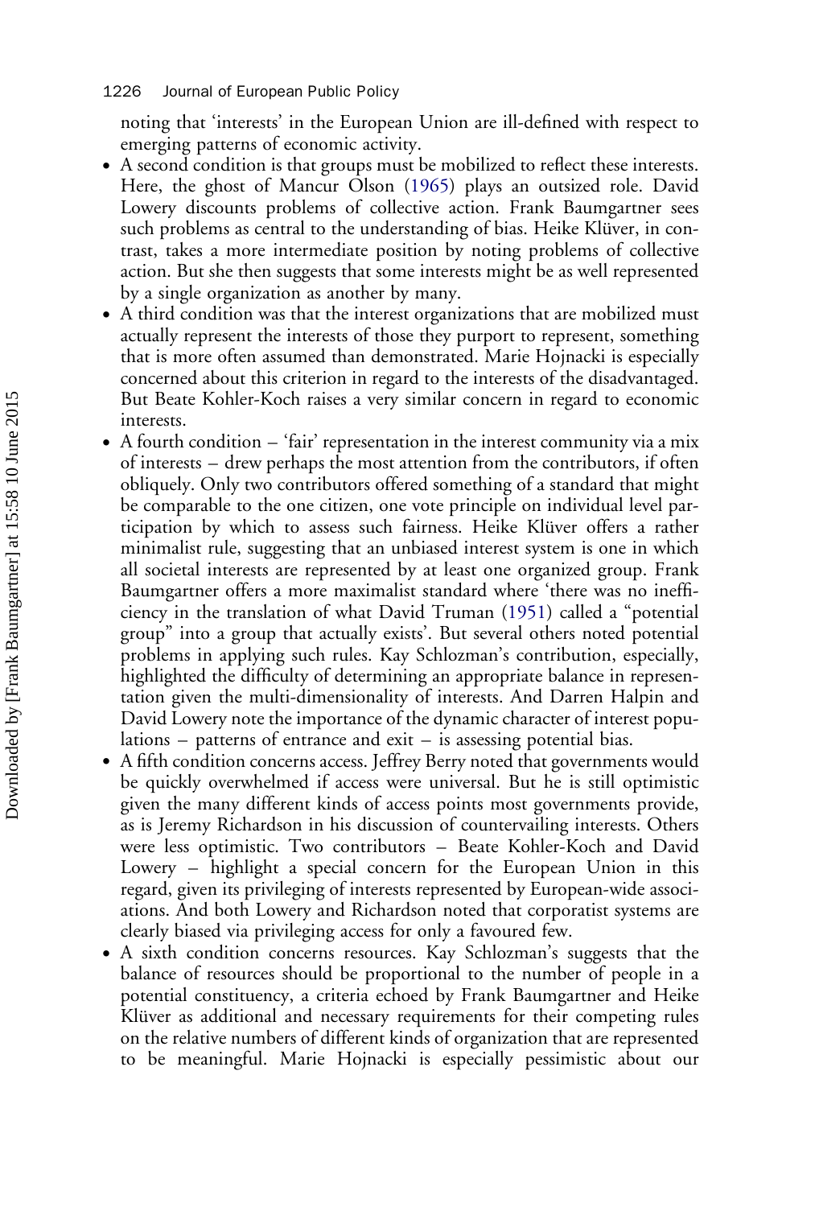noting that 'interests' in the European Union are ill-defined with respect to emerging patterns of economic activity.

- A second condition is that groups must be mobilized to reflect these interests. Here, the ghost of Mancur Olson (1965) plays an outsized role. David Lowery discounts problems of collective action. Frank Baumgartner sees such problems as central to the understanding of bias. Heike Klüver, in contrast, takes a more intermediate position by noting problems of collective action. But she then suggests that some interests might be as well represented by a single organization as another by many.
- A third condition was that the interest organizations that are mobilized must actually represent the interests of those they purport to represent, something that is more often assumed than demonstrated. Marie Hojnacki is especially concerned about this criterion in regard to the interests of the disadvantaged. But Beate Kohler-Koch raises a very similar concern in regard to economic interests.
- A fourth condition – 'fair' representation in the interest community via a mix of interests – drew perhaps the most attention from the contributors, if often obliquely. Only two contributors offered something of a standard that might be comparable to the one citizen, one vote principle on individual level participation by which to assess such fairness. Heike Klüver offers a rather minimalist rule, suggesting that an unbiased interest system is one in which all societal interests are represented by at least one organized group. Frank Baumgartner offers a more maximalist standard where 'there was no inefficiency in the translation of what David Truman (1951) called a "potential group" into a group that actually exists'. But several others noted potential problems in applying such rules. Kay Schlozman's contribution, especially, highlighted the difficulty of determining an appropriate balance in representation given the multi-dimensionality of interests. And Darren Halpin and David Lowery note the importance of the dynamic character of interest populations – patterns of entrance and exit – is assessing potential bias.
- A fifth condition concerns access. Jeffrey Berry noted that governments would be quickly overwhelmed if access were universal. But he is still optimistic given the many different kinds of access points most governments provide, as is Jeremy Richardson in his discussion of countervailing interests. Others were less optimistic. Two contributors – Beate Kohler-Koch and David Lowery – highlight a special concern for the European Union in this regard, given its privileging of interests represented by European-wide associations. And both Lowery and Richardson noted that corporatist systems are clearly biased via privileging access for only a favoured few.
- A sixth condition concerns resources. Kay Schlozman's suggests that the balance of resources should be proportional to the number of people in a potential constituency, a criteria echoed by Frank Baumgartner and Heike Klüver as additional and necessary requirements for their competing rules on the relative numbers of different kinds of organization that are represented to be meaningful. Marie Hojnacki is especially pessimistic about our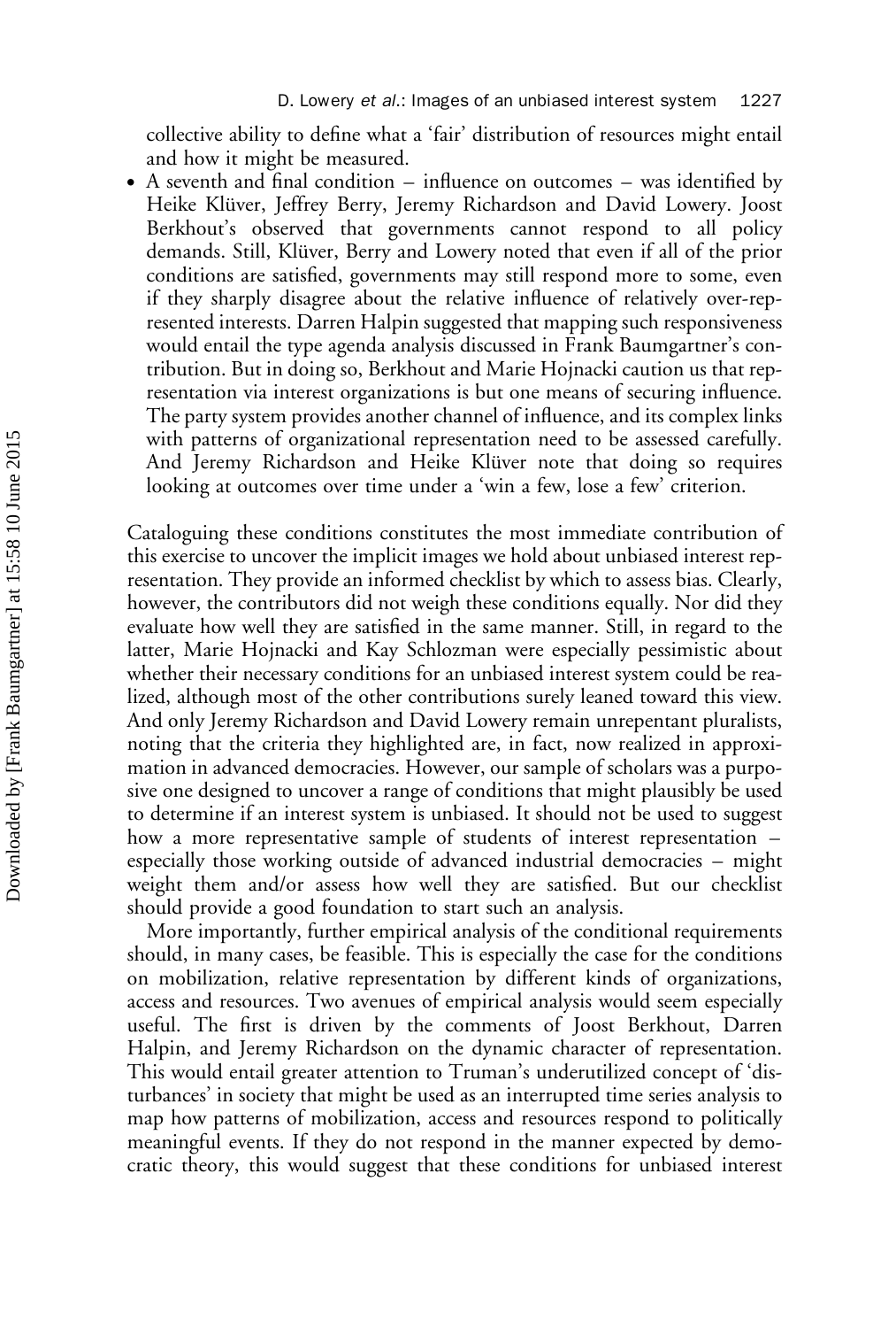collective ability to define what a 'fair' distribution of resources might entail and how it might be measured.

- A seventh and final condition – influence on outcomes – was identified by Heike Klüver, Jeffrey Berry, Jeremy Richardson and David Lowery. Joost Berkhout's observed that governments cannot respond to all policy demands. Still, Klüver, Berry and Lowery noted that even if all of the prior conditions are satisfied, governments may still respond more to some, even if they sharply disagree about the relative influence of relatively over-represented interests. Darren Halpin suggested that mapping such responsiveness would entail the type agenda analysis discussed in Frank Baumgartner's contribution. But in doing so, Berkhout and Marie Hojnacki caution us that representation via interest organizations is but one means of securing influence. The party system provides another channel of influence, and its complex links with patterns of organizational representation need to be assessed carefully. And Jeremy Richardson and Heike Klüver note that doing so requires looking at outcomes over time under a 'win a few, lose a few' criterion.

Cataloguing these conditions constitutes the most immediate contribution of this exercise to uncover the implicit images we hold about unbiased interest representation. They provide an informed checklist by which to assess bias. Clearly, however, the contributors did not weigh these conditions equally. Nor did they evaluate how well they are satisfied in the same manner. Still, in regard to the latter, Marie Hojnacki and Kay Schlozman were especially pessimistic about whether their necessary conditions for an unbiased interest system could be realized, although most of the other contributions surely leaned toward this view. And only Jeremy Richardson and David Lowery remain unrepentant pluralists, noting that the criteria they highlighted are, in fact, now realized in approximation in advanced democracies. However, our sample of scholars was a purposive one designed to uncover a range of conditions that might plausibly be used to determine if an interest system is unbiased. It should not be used to suggest how a more representative sample of students of interest representation – especially those working outside of advanced industrial democracies – might weight them and/or assess how well they are satisfied. But our checklist should provide a good foundation to start such an analysis.

More importantly, further empirical analysis of the conditional requirements should, in many cases, be feasible. This is especially the case for the conditions on mobilization, relative representation by different kinds of organizations, access and resources. Two avenues of empirical analysis would seem especially useful. The first is driven by the comments of Joost Berkhout, Darren Halpin, and Jeremy Richardson on the dynamic character of representation. This would entail greater attention to Truman's underutilized concept of 'disturbances' in society that might be used as an interrupted time series analysis to map how patterns of mobilization, access and resources respond to politically meaningful events. If they do not respond in the manner expected by democratic theory, this would suggest that these conditions for unbiased interest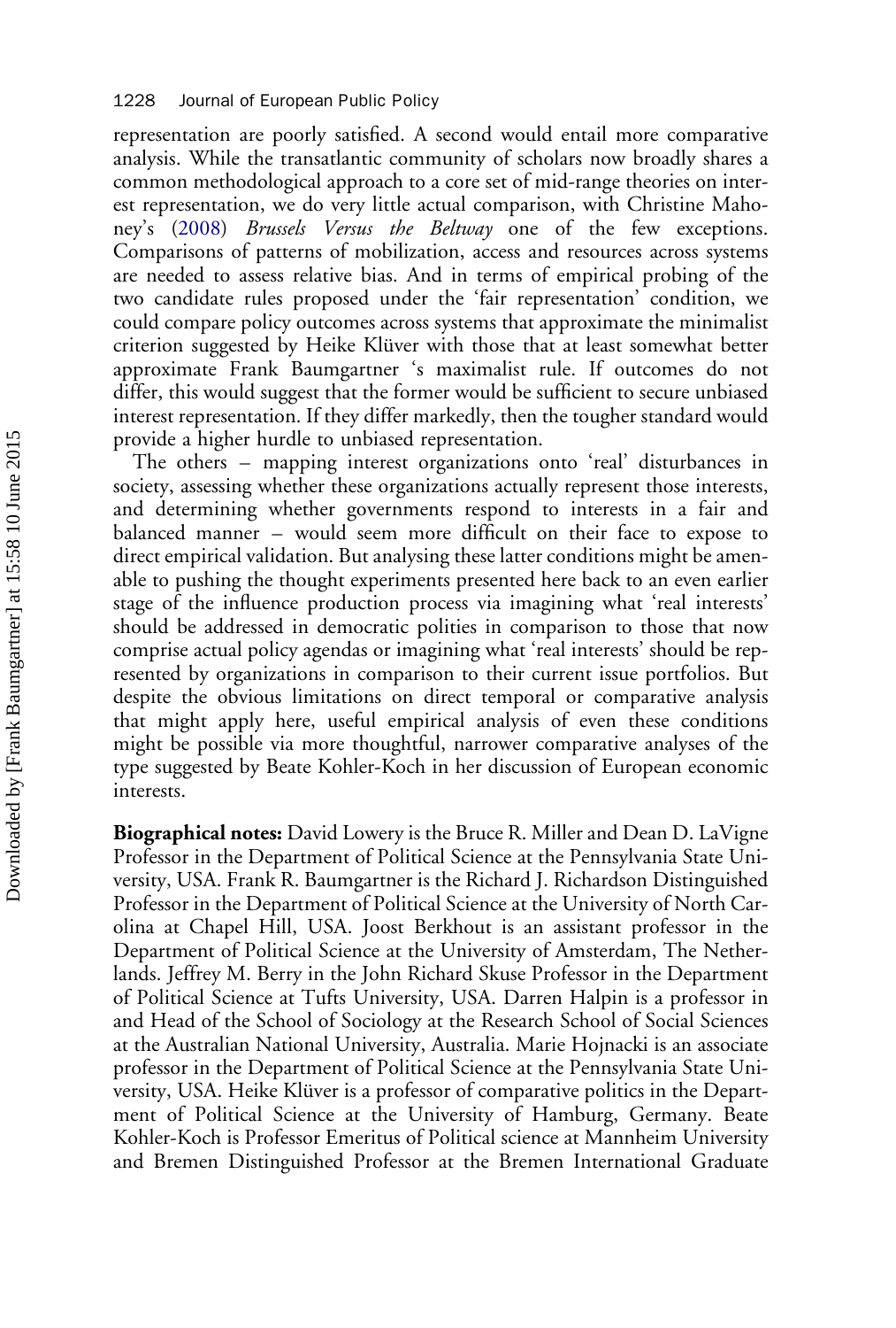representation are poorly satisfied. A second would entail more comparative analysis. While the transatlantic community of scholars now broadly shares a common methodological approach to a core set of mid-range theories on interest representation, we do very little actual comparison, with Christine Mahoney's (2008) *Brussels Versus the Beltway* one of the few exceptions. Comparisons of patterns of mobilization, access and resources across systems are needed to assess relative bias. And in terms of empirical probing of the two candidate rules proposed under the 'fair representation' condition, we could compare policy outcomes across systems that approximate the minimalist criterion suggested by Heike Klüver with those that at least somewhat better approximate Frank Baumgartner 's maximalist rule. If outcomes do not differ, this would suggest that the former would be sufficient to secure unbiased interest representation. If they differ markedly, then the tougher standard would provide a higher hurdle to unbiased representation.

The others – mapping interest organizations onto 'real' disturbances in society, assessing whether these organizations actually represent those interests, and determining whether governments respond to interests in a fair and balanced manner – would seem more difficult on their face to expose to direct empirical validation. But analysing these latter conditions might be amenable to pushing the thought experiments presented here back to an even earlier stage of the influence production process via imagining what 'real interests' should be addressed in democratic polities in comparison to those that now comprise actual policy agendas or imagining what 'real interests' should be represented by organizations in comparison to their current issue portfolios. But despite the obvious limitations on direct temporal or comparative analysis that might apply here, useful empirical analysis of even these conditions might be possible via more thoughtful, narrower comparative analyses of the type suggested by Beate Kohler-Koch in her discussion of European economic interests.

**Biographical notes:** David Lowery is the Bruce R. Miller and Dean D. LaVigne Professor in the Department of Political Science at the Pennsylvania State University, USA. Frank R. Baumgartner is the Richard J. Richardson Distinguished Professor in the Department of Political Science at the University of North Carolina at Chapel Hill, USA. Joost Berkhout is an assistant professor in the Department of Political Science at the University of Amsterdam, The Netherlands. Jeffrey M. Berry in the John Richard Skuse Professor in the Department of Political Science at Tufts University, USA. Darren Halpin is a professor in and Head of the School of Sociology at the Research School of Social Sciences at the Australian National University, Australia. Marie Hojnacki is an associate professor in the Department of Political Science at the Pennsylvania State University, USA. Heike Klüver is a professor of comparative politics in the Department of Political Science at the University of Hamburg, Germany. Beate Kohler-Koch is Professor Emeritus of Political science at Mannheim University and Bremen Distinguished Professor at the Bremen International Graduate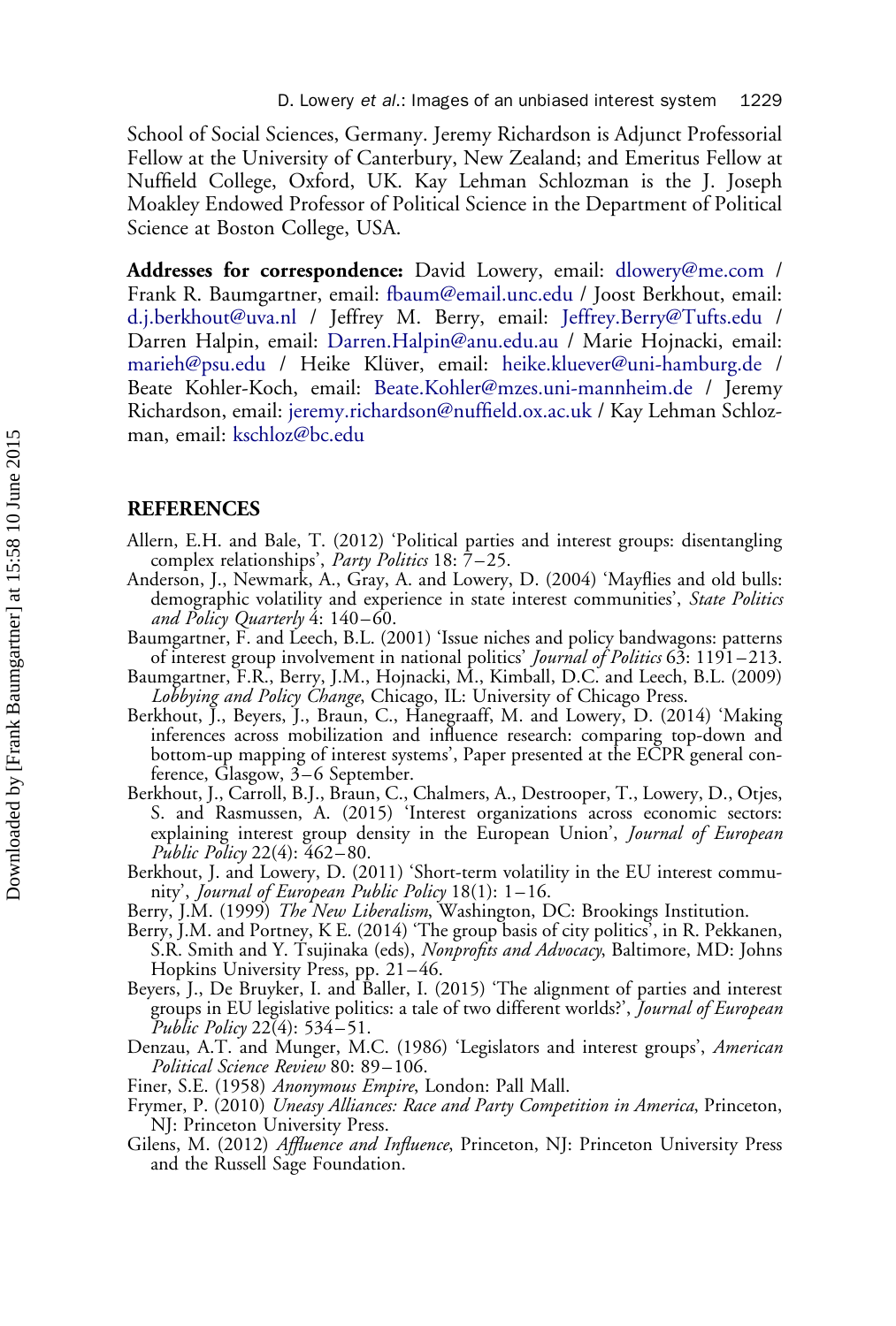School of Social Sciences, Germany. Jeremy Richardson is Adjunct Professorial Fellow at the University of Canterbury, New Zealand; and Emeritus Fellow at Nuffield College, Oxford, UK. Kay Lehman Schlozman is the J. Joseph Moakley Endowed Professor of Political Science in the Department of Political Science at Boston College, USA.

**Addresses for correspondence:** David Lowery, email: dlowery@me.com / Frank R. Baumgartner, email: fbaum@email.unc.edu / Joost Berkhout, email: d.j.berkhout@uva.nl / Jeffrey M. Berry, email: Jeffrey.Berry@Tufts.edu / Darren Halpin, email: Darren.Halpin@anu.edu.au / Marie Hojnacki, email: marieh@psu.edu / Heike Klüver, email: heike.kluever@uni-hamburg.de / Beate Kohler-Koch, email: Beate.Kohler@mzes.uni-mannheim.de / Jeremy Richardson, email: jeremy.richardson@nuffield.ox.ac.uk / Kay Lehman Schlozman, email: kschloz@bc.edu

## REFERENCES

Allern, E.H. and Bale, T. (2012) 'Political parties and interest groups: disentangling complex relationships', *Party Politics* 18: 7–25.

Anderson, J., Newmark, A., Gray, A. and Lowery, D. (2004) 'Mayflies and old bulls: demographic volatility and experience in state interest communities', *State Politics and Policy Quarterly* 4: 140–60.

Baumgartner, F. and Leech, B.L. (2001) 'Issue niches and policy bandwagons: patterns of interest group involvement in national politics' *Journal of Politics* 63: 1191–213.

Baumgartner, F.R., Berry, J.M., Hojnacki, M., Kimball, D.C. and Leech, B.L. (2009) *Lobbying and Policy Change*, Chicago, IL: University of Chicago Press.

Berkhout, J., Beyers, J., Braun, C., Hanegraaff, M. and Lowery, D. (2014) 'Making inferences across mobilization and influence research: comparing top-down and bottom-up mapping of interest systems', Paper presented at the ECPR general conference, Glasgow, 3–6 September.

Berkhout, J., Carroll, B.J., Braun, C., Chalmers, A., Destrooper, T., Lowery, D., Otjes, S. and Rasmussen, A. (2015) 'Interest organizations across economic sectors: explaining interest group density in the European Union', *Journal of European Public Policy* 22(4): 462–80.

Berkhout, J. and Lowery, D. (2011) 'Short-term volatility in the EU interest community', *Journal of European Public Policy* 18(1): 1–16.

Berry, J.M. (1999) *The New Liberalism*, Washington, DC: Brookings Institution.

Berry, J.M. and Portney, K E. (2014) 'The group basis of city politics', in R. Pekkanen, S.R. Smith and Y. Tsujinaka (eds), *Nonprofits and Advocacy*, Baltimore, MD: Johns Hopkins University Press, pp. 21–46.

Beyers, J., De Bruyker, I. and Baller, I. (2015) 'The alignment of parties and interest groups in EU legislative politics: a tale of two different worlds?', *Journal of European Public Policy* 22(4): 534–51.

Denzau, A.T. and Munger, M.C. (1986) 'Legislators and interest groups', *American Political Science Review* 80: 89–106.

Finer, S.E. (1958) *Anonymous Empire*, London: Pall Mall.

Frymer, P. (2010) *Uneasy Alliances: Race and Party Competition in America*, Princeton, NJ: Princeton University Press.

Gilens, M. (2012) *Affluence and Influence*, Princeton, NJ: Princeton University Press and the Russell Sage Foundation.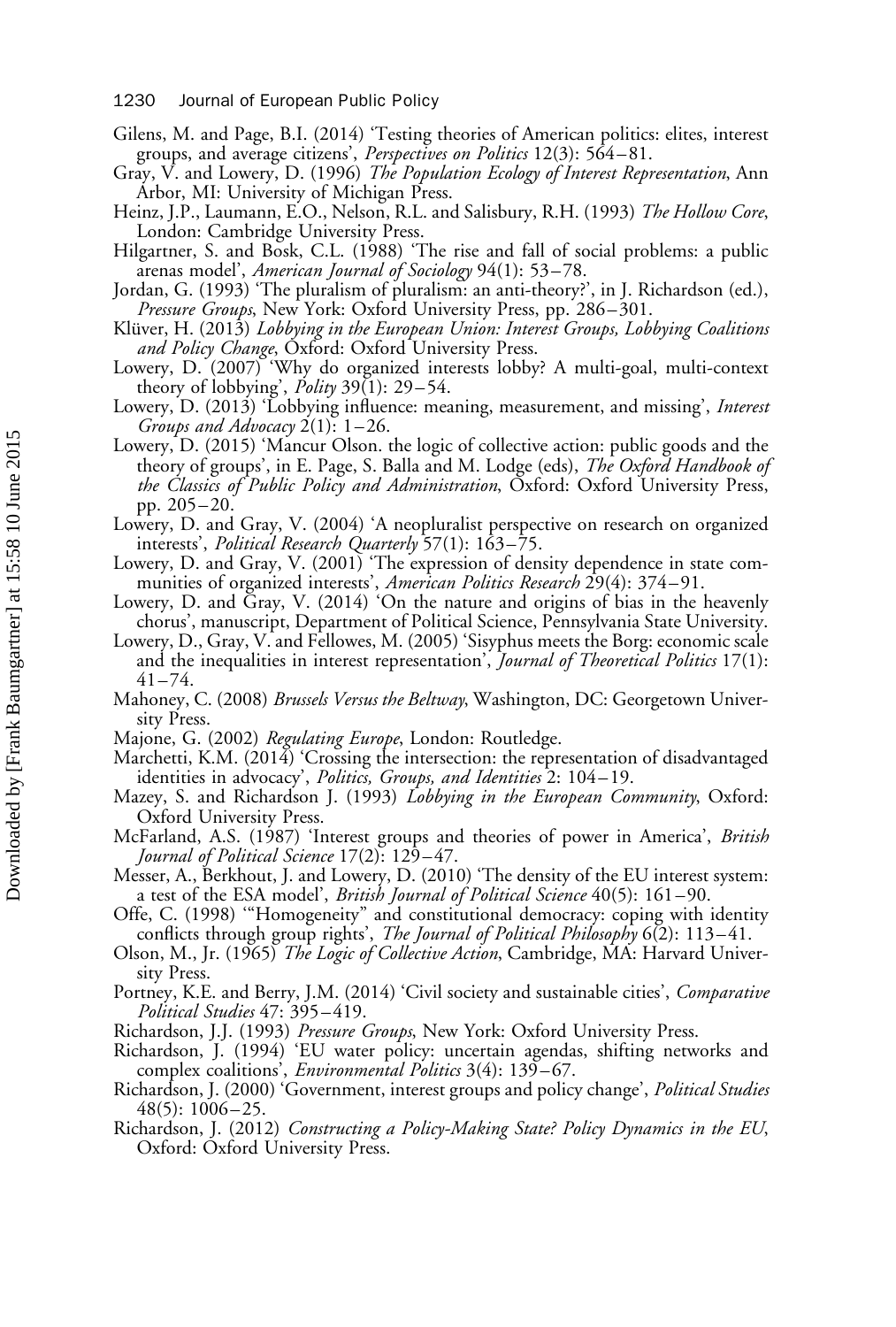Gilens, M. and Page, B.I. (2014) 'Testing theories of American politics: elites, interest groups, and average citizens', *Perspectives on Politics* 12(3): 564–81.

Gray, V. and Lowery, D. (1996) *The Population Ecology of Interest Representation*, Ann Arbor, MI: University of Michigan Press.

Heinz, J.P., Laumann, E.O., Nelson, R.L. and Salisbury, R.H. (1993) *The Hollow Core*, London: Cambridge University Press.

Hilgartner, S. and Bosk, C.L. (1988) 'The rise and fall of social problems: a public arenas model', *American Journal of Sociology* 94(1): 53–78.

Jordan, G. (1993) 'The pluralism of pluralism: an anti-theory?', in J. Richardson (ed.), *Pressure Groups*, New York: Oxford University Press, pp. 286–301.

Klüver, H. (2013) *Lobbying in the European Union: Interest Groups, Lobbying Coalitions and Policy Change*, Oxford: Oxford University Press.

Lowery, D. (2007) 'Why do organized interests lobby? A multi-goal, multi-context theory of lobbying', *Polity* 39(1): 29–54.

Lowery, D. (2013) 'Lobbying influence: meaning, measurement, and missing', *Interest Groups and Advocacy* 2(1): 1–26.

Lowery, D. (2015) 'Mancur Olson. the logic of collective action: public goods and the theory of groups', in E. Page, S. Balla and M. Lodge (eds), *The Oxford Handbook of the Classics of Public Policy and Administration*, Oxford: Oxford University Press, pp. 205–20.

Lowery, D. and Gray, V. (2004) 'A neopluralist perspective on research on organized interests', *Political Research Quarterly* 57(1): 163–75.

Lowery, D. and Gray, V. (2001) 'The expression of density dependence in state communities of organized interests', *American Politics Research* 29(4): 374–91.

Lowery, D. and Gray, V. (2014) 'On the nature and origins of bias in the heavenly chorus', manuscript, Department of Political Science, Pennsylvania State University.

Lowery, D., Gray, V. and Fellowes, M. (2005) 'Sisyphus meets the Borg: economic scale and the inequalities in interest representation', *Journal of Theoretical Politics* 17(1): 41–74.

Mahoney, C. (2008) *Brussels Versus the Beltway*, Washington, DC: Georgetown University Press.

Majone, G. (2002) *Regulating Europe*, London: Routledge.

Marchetti, K.M. (2014) 'Crossing the intersection: the representation of disadvantaged identities in advocacy', *Politics, Groups, and Identities* 2: 104–19.

Mazey, S. and Richardson J. (1993) *Lobbying in the European Community*, Oxford: Oxford University Press.

McFarland, A.S. (1987) 'Interest groups and theories of power in America', *British Journal of Political Science* 17(2): 129–47.

Messer, A., Berkhout, J. and Lowery, D. (2010) 'The density of the EU interest system: a test of the ESA model', *British Journal of Political Science* 40(5): 161–90.

Offe, C. (1998) '"Homogeneity" and constitutional democracy: coping with identity conflicts through group rights', *The Journal of Political Philosophy* 6(2): 113–41.

Olson, M., Jr. (1965) *The Logic of Collective Action*, Cambridge, MA: Harvard University Press.

Portney, K.E. and Berry, J.M. (2014) 'Civil society and sustainable cities', *Comparative Political Studies* 47: 395–419.

Richardson, J.J. (1993) *Pressure Groups*, New York: Oxford University Press.

Richardson, J. (1994) 'EU water policy: uncertain agendas, shifting networks and complex coalitions', *Environmental Politics* 3(4): 139–67.

Richardson, J. (2000) 'Government, interest groups and policy change', *Political Studies* 48(5): 1006–25.

Richardson, J. (2012) *Constructing a Policy-Making State? Policy Dynamics in the EU*, Oxford: Oxford University Press.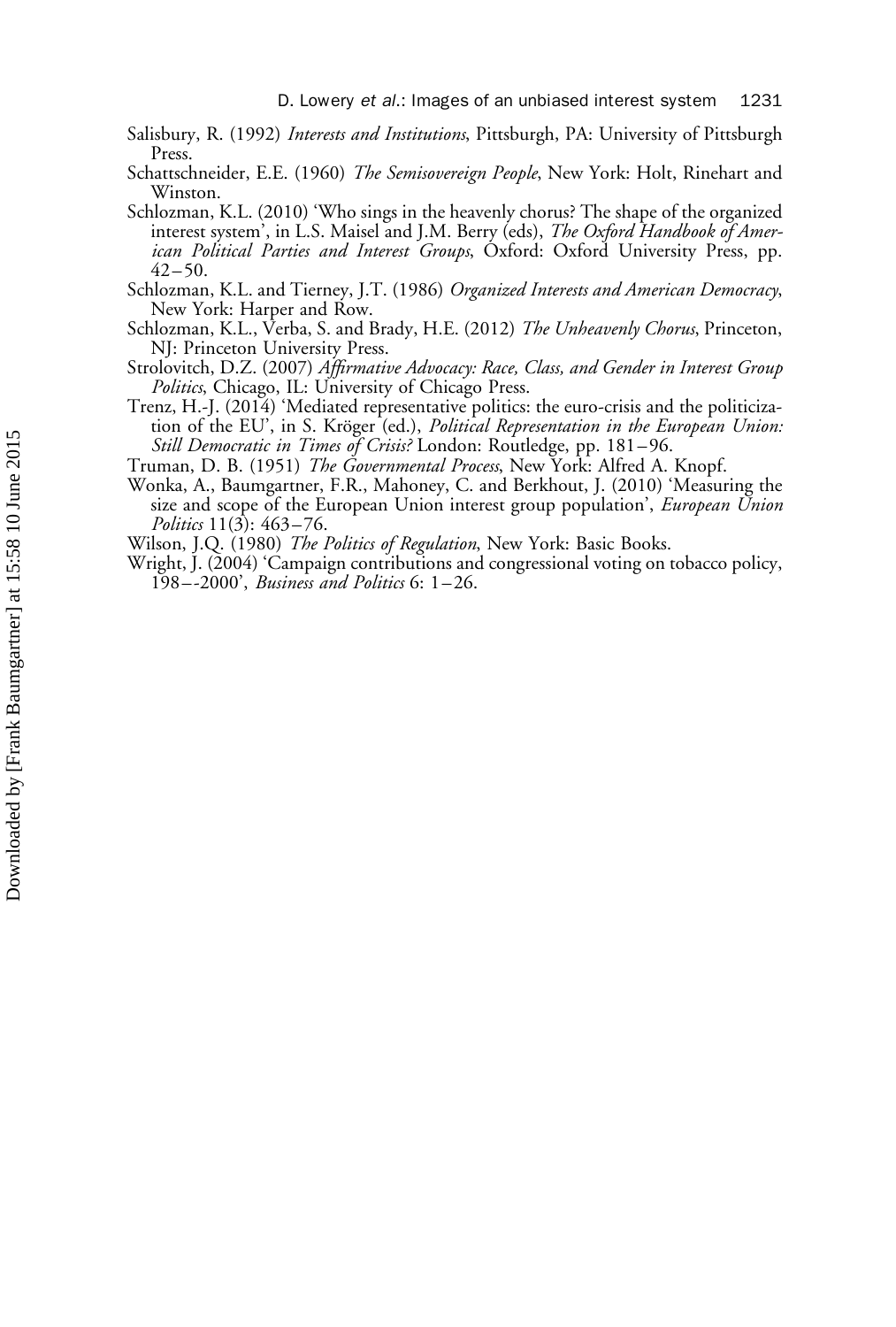Salisbury, R. (1992) *Interests and Institutions*, Pittsburgh, PA: University of Pittsburgh Press.

Schattschneider, E.E. (1960) *The Semisovereign People*, New York: Holt, Rinehart and Winston.

Schlozman, K.L. (2010) 'Who sings in the heavenly chorus? The shape of the organized interest system', in L.S. Maisel and J.M. Berry (eds), *The Oxford Handbook of American Political Parties and Interest Groups*, Oxford: Oxford University Press, pp. 42–50.

Schlozman, K.L. and Tierney, J.T. (1986) *Organized Interests and American Democracy*, New York: Harper and Row.

Schlozman, K.L., Verba, S. and Brady, H.E. (2012) *The Unheavenly Chorus*, Princeton, NJ: Princeton University Press.

Strolovitch, D.Z. (2007) *Affirmative Advocacy: Race, Class, and Gender in Interest Group Politics*, Chicago, IL: University of Chicago Press.

Trenz, H.-J. (2014) 'Mediated representative politics: the euro-crisis and the politicization of the EU', in S. Kröger (ed.), *Political Representation in the European Union: Still Democratic in Times of Crisis?* London: Routledge, pp. 181–96.

Truman, D. B. (1951) *The Governmental Process*, New York: Alfred A. Knopf.

Wonka, A., Baumgartner, F.R., Mahoney, C. and Berkhout, J. (2010) 'Measuring the size and scope of the European Union interest group population', *European Union Politics* 11(3): 463–76.

Wilson, J.Q. (1980) *The Politics of Regulation*, New York: Basic Books.

Wright, J. (2004) 'Campaign contributions and congressional voting on tobacco policy, 198–-2000', *Business and Politics* 6: 1–26.